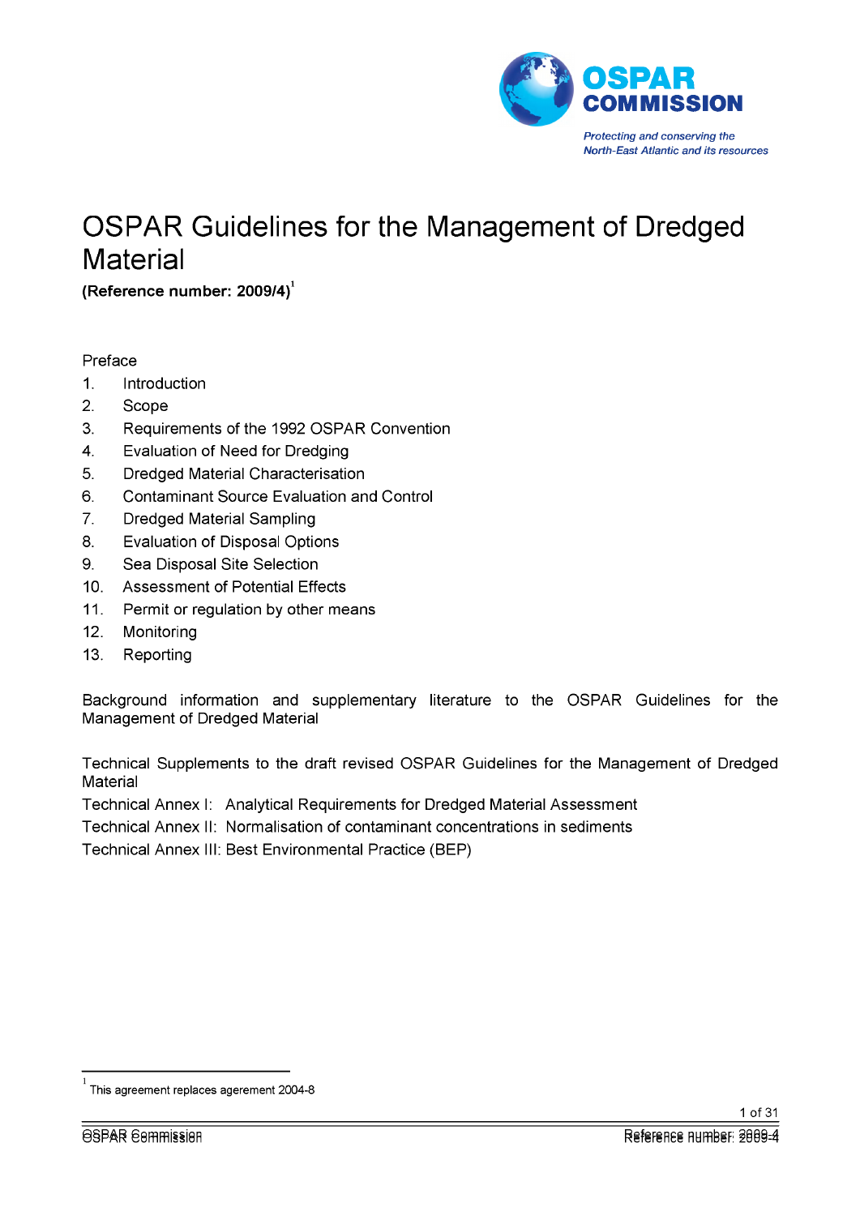OSPAR COMMISSION

*Protecting and conserving the North-East Atlantic and its resources*

# OSPAR Guidelines for the Management of Dredged Material

**(Reference number: 2009/4)**[1]

Preface

1. Introduction
2. Scope
3. Requirements of the 1992 OSPAR Convention
4. Evaluation of Need for Dredging
5. Dredged Material Characterisation
6. Contaminant Source Evaluation and Control
7. Dredged Material Sampling
8. Evaluation of Disposal Options
9. Sea Disposal Site Selection
10. Assessment of Potential Effects
11. Permit or regulation by other means
12. Monitoring
13. Reporting

Background information and supplementary literature to the OSPAR Guidelines for the Management of Dredged Material

Technical Supplements to the draft revised OSPAR Guidelines for the Management of Dredged Material

Technical Annex I: Analytical Requirements for Dredged Material Assessment

Technical Annex II: Normalisation of contaminant concentrations in sediments

Technical Annex III: Best Environmental Practice (BEP)

---

[1] This agreement replaces agerement 2004-8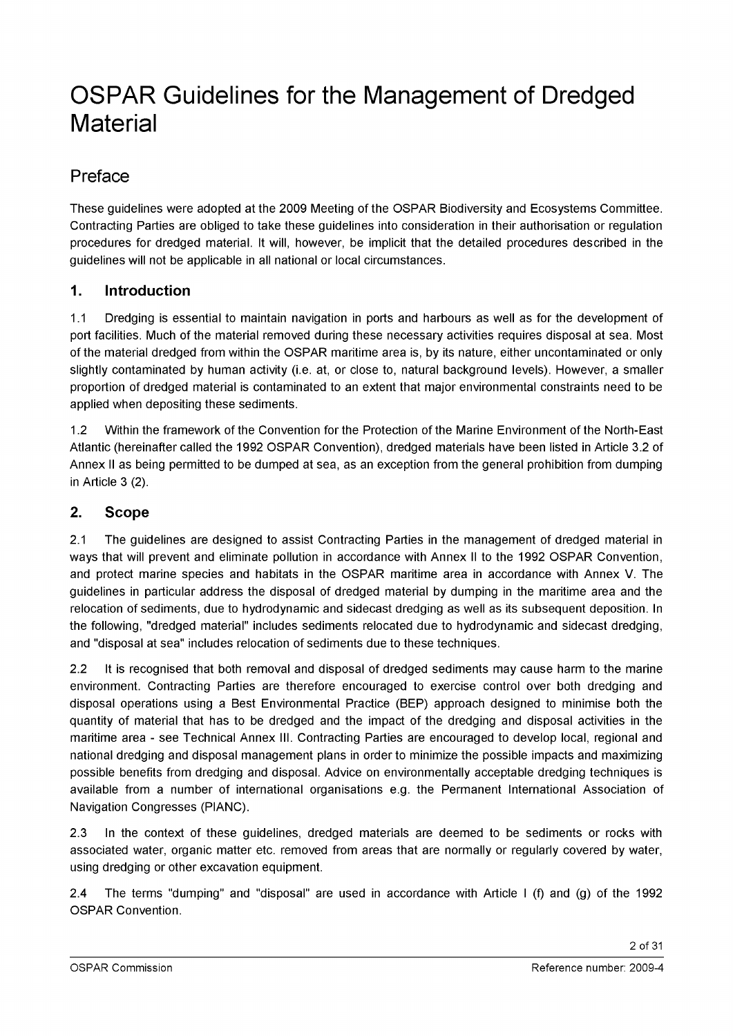# OSPAR Guidelines for the Management of Dredged Material

## Preface

These guidelines were adopted at the 2009 Meeting of the OSPAR Biodiversity and Ecosystems Committee. Contracting Parties are obliged to take these guidelines into consideration in their authorisation or regulation procedures for dredged material. It will, however, be implicit that the detailed procedures described in the guidelines will not be applicable in all national or local circumstances.

### 1. Introduction

1.1 Dredging is essential to maintain navigation in ports and harbours as well as for the development of port facilities. Much of the material removed during these necessary activities requires disposal at sea. Most of the material dredged from within the OSPAR maritime area is, by its nature, either uncontaminated or only slightly contaminated by human activity (i.e. at, or close to, natural background levels). However, a smaller proportion of dredged material is contaminated to an extent that major environmental constraints need to be applied when depositing these sediments.

1.2 Within the framework of the Convention for the Protection of the Marine Environment of the North-East Atlantic (hereinafter called the 1992 OSPAR Convention), dredged materials have been listed in Article 3.2 of Annex II as being permitted to be dumped at sea, as an exception from the general prohibition from dumping in Article 3 (2).

### 2. Scope

2.1 The guidelines are designed to assist Contracting Parties in the management of dredged material in ways that will prevent and eliminate pollution in accordance with Annex II to the 1992 OSPAR Convention, and protect marine species and habitats in the OSPAR maritime area in accordance with Annex V. The guidelines in particular address the disposal of dredged material by dumping in the maritime area and the relocation of sediments, due to hydrodynamic and sidecast dredging as well as its subsequent deposition. In the following, "dredged material" includes sediments relocated due to hydrodynamic and sidecast dredging, and "disposal at sea" includes relocation of sediments due to these techniques.

2.2 It is recognised that both removal and disposal of dredged sediments may cause harm to the marine environment. Contracting Parties are therefore encouraged to exercise control over both dredging and disposal operations using a Best Environmental Practice (BEP) approach designed to minimise both the quantity of material that has to be dredged and the impact of the dredging and disposal activities in the maritime area - see Technical Annex III. Contracting Parties are encouraged to develop local, regional and national dredging and disposal management plans in order to minimize the possible impacts and maximizing possible benefits from dredging and disposal. Advice on environmentally acceptable dredging techniques is available from a number of international organisations e.g. the Permanent International Association of Navigation Congresses (PIANC).

2.3 In the context of these guidelines, dredged materials are deemed to be sediments or rocks with associated water, organic matter etc. removed from areas that are normally or regularly covered by water, using dredging or other excavation equipment.

2.4 The terms "dumping" and "disposal" are used in accordance with Article I (f) and (g) of the 1992 OSPAR Convention.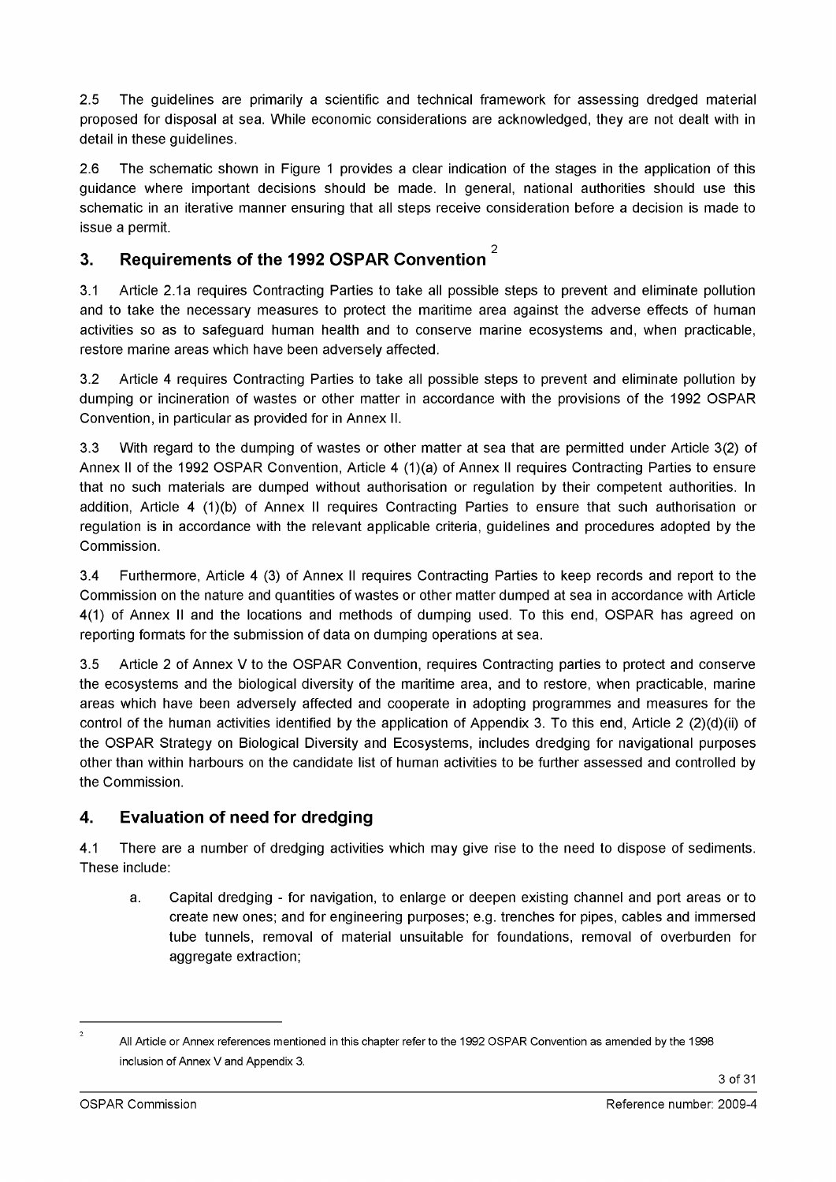2.5 The guidelines are primarily a scientific and technical framework for assessing dredged material proposed for disposal at sea. While economic considerations are acknowledged, they are not dealt with in detail in these guidelines.

2.6 The schematic shown in Figure 1 provides a clear indication of the stages in the application of this guidance where important decisions should be made. In general, national authorities should use this schematic in an iterative manner ensuring that all steps receive consideration before a decision is made to issue a permit.

## 3. Requirements of the 1992 OSPAR Convention [2]

3.1 Article 2.1a requires Contracting Parties to take all possible steps to prevent and eliminate pollution and to take the necessary measures to protect the maritime area against the adverse effects of human activities so as to safeguard human health and to conserve marine ecosystems and, when practicable, restore marine areas which have been adversely affected.

3.2 Article 4 requires Contracting Parties to take all possible steps to prevent and eliminate pollution by dumping or incineration of wastes or other matter in accordance with the provisions of the 1992 OSPAR Convention, in particular as provided for in Annex II.

3.3 With regard to the dumping of wastes or other matter at sea that are permitted under Article 3(2) of Annex II of the 1992 OSPAR Convention, Article 4 (1)(a) of Annex II requires Contracting Parties to ensure that no such materials are dumped without authorisation or regulation by their competent authorities. In addition, Article 4 (1)(b) of Annex II requires Contracting Parties to ensure that such authorisation or regulation is in accordance with the relevant applicable criteria, guidelines and procedures adopted by the Commission.

3.4 Furthermore, Article 4 (3) of Annex II requires Contracting Parties to keep records and report to the Commission on the nature and quantities of wastes or other matter dumped at sea in accordance with Article 4(1) of Annex II and the locations and methods of dumping used. To this end, OSPAR has agreed on reporting formats for the submission of data on dumping operations at sea.

3.5 Article 2 of Annex V to the OSPAR Convention, requires Contracting parties to protect and conserve the ecosystems and the biological diversity of the maritime area, and to restore, when practicable, marine areas which have been adversely affected and cooperate in adopting programmes and measures for the control of the human activities identified by the application of Appendix 3. To this end, Article 2 (2)(d)(ii) of the OSPAR Strategy on Biological Diversity and Ecosystems, includes dredging for navigational purposes other than within harbours on the candidate list of human activities to be further assessed and controlled by the Commission.

## 4. Evaluation of need for dredging

4.1 There are a number of dredging activities which may give rise to the need to dispose of sediments. These include:

a. Capital dredging - for navigation, to enlarge or deepen existing channel and port areas or to create new ones; and for engineering purposes; e.g. trenches for pipes, cables and immersed tube tunnels, removal of material unsuitable for foundations, removal of overburden for aggregate extraction;

---

[2] All Article or Annex references mentioned in this chapter refer to the 1992 OSPAR Convention as amended by the 1998 inclusion of Annex V and Appendix 3.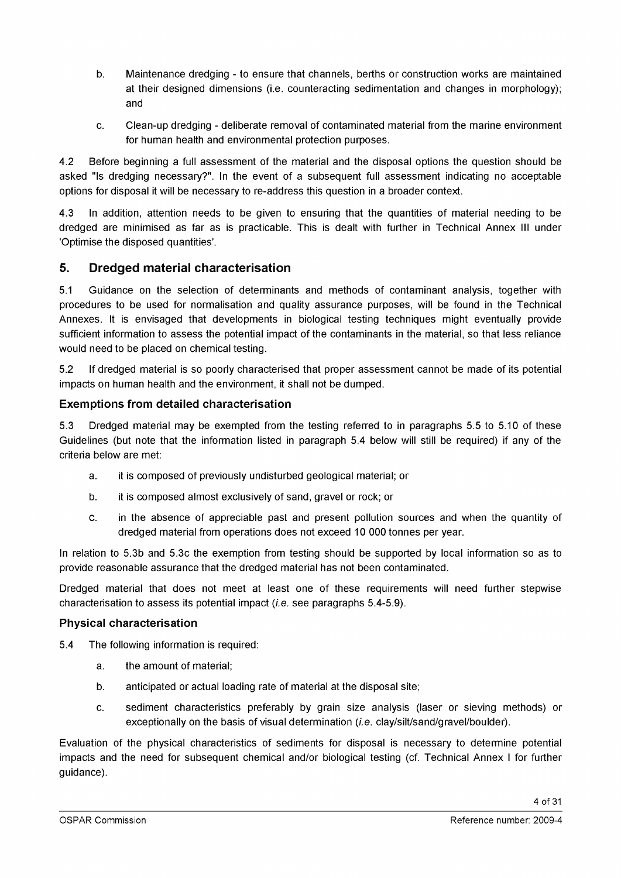b. Maintenance dredging - to ensure that channels, berths or construction works are maintained at their designed dimensions (i.e. counteracting sedimentation and changes in morphology); and

c. Clean-up dredging - deliberate removal of contaminated material from the marine environment for human health and environmental protection purposes.

4.2 Before beginning a full assessment of the material and the disposal options the question should be asked "Is dredging necessary?". In the event of a subsequent full assessment indicating no acceptable options for disposal it will be necessary to re-address this question in a broader context.

4.3 In addition, attention needs to be given to ensuring that the quantities of material needing to be dredged are minimised as far as is practicable. This is dealt with further in Technical Annex III under 'Optimise the disposed quantities'.

## 5. Dredged material characterisation

5.1 Guidance on the selection of determinants and methods of contaminant analysis, together with procedures to be used for normalisation and quality assurance purposes, will be found in the Technical Annexes. It is envisaged that developments in biological testing techniques might eventually provide sufficient information to assess the potential impact of the contaminants in the material, so that less reliance would need to be placed on chemical testing.

5.2 If dredged material is so poorly characterised that proper assessment cannot be made of its potential impacts on human health and the environment, it shall not be dumped.

### Exemptions from detailed characterisation

5.3 Dredged material may be exempted from the testing referred to in paragraphs 5.5 to 5.10 of these Guidelines (but note that the information listed in paragraph 5.4 below will still be required) if any of the criteria below are met:

a. it is composed of previously undisturbed geological material; or

b. it is composed almost exclusively of sand, gravel or rock; or

c. in the absence of appreciable past and present pollution sources and when the quantity of dredged material from operations does not exceed 10 000 tonnes per year.

In relation to 5.3b and 5.3c the exemption from testing should be supported by local information so as to provide reasonable assurance that the dredged material has not been contaminated.

Dredged material that does not meet at least one of these requirements will need further stepwise characterisation to assess its potential impact (*i.e.* see paragraphs 5.4-5.9).

### Physical characterisation

5.4 The following information is required:

a. the amount of material;

b. anticipated or actual loading rate of material at the disposal site;

c. sediment characteristics preferably by grain size analysis (laser or sieving methods) or exceptionally on the basis of visual determination (*i.e.* clay/silt/sand/gravel/boulder).

Evaluation of the physical characteristics of sediments for disposal is necessary to determine potential impacts and the need for subsequent chemical and/or biological testing (cf. Technical Annex I for further guidance).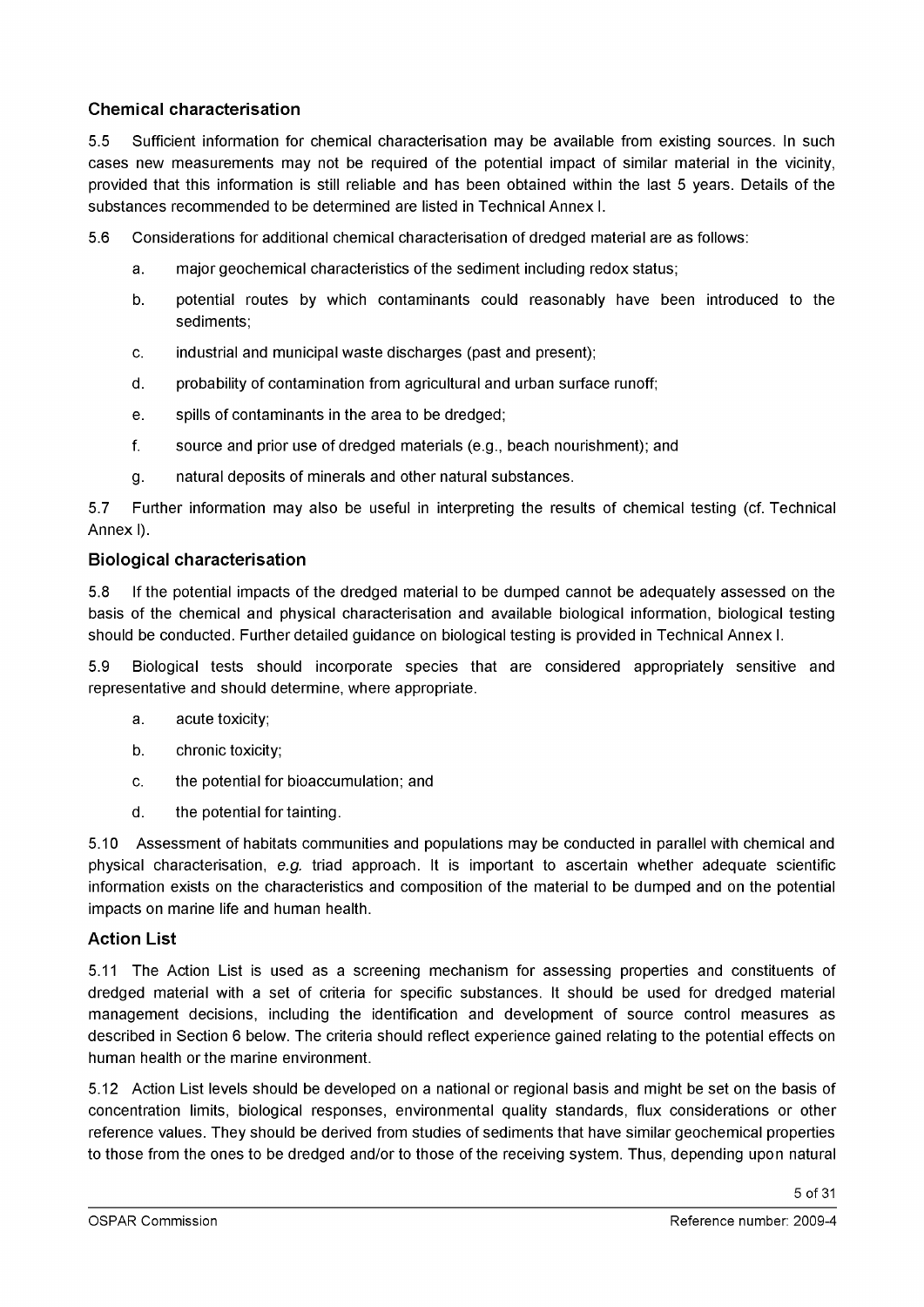### Chemical characterisation

5.5 Sufficient information for chemical characterisation may be available from existing sources. In such cases new measurements may not be required of the potential impact of similar material in the vicinity, provided that this information is still reliable and has been obtained within the last 5 years. Details of the substances recommended to be determined are listed in Technical Annex I.

5.6 Considerations for additional chemical characterisation of dredged material are as follows:

a. major geochemical characteristics of the sediment including redox status;

b. potential routes by which contaminants could reasonably have been introduced to the sediments;

c. industrial and municipal waste discharges (past and present);

d. probability of contamination from agricultural and urban surface runoff;

e. spills of contaminants in the area to be dredged;

f. source and prior use of dredged materials (e.g., beach nourishment); and

g. natural deposits of minerals and other natural substances.

5.7 Further information may also be useful in interpreting the results of chemical testing (cf. Technical Annex I).

### Biological characterisation

5.8 If the potential impacts of the dredged material to be dumped cannot be adequately assessed on the basis of the chemical and physical characterisation and available biological information, biological testing should be conducted. Further detailed guidance on biological testing is provided in Technical Annex I.

5.9 Biological tests should incorporate species that are considered appropriately sensitive and representative and should determine, where appropriate.

a. acute toxicity;

b. chronic toxicity;

c. the potential for bioaccumulation; and

d. the potential for tainting.

5.10 Assessment of habitats communities and populations may be conducted in parallel with chemical and physical characterisation, *e.g.* triad approach. It is important to ascertain whether adequate scientific information exists on the characteristics and composition of the material to be dumped and on the potential impacts on marine life and human health.

### Action List

5.11 The Action List is used as a screening mechanism for assessing properties and constituents of dredged material with a set of criteria for specific substances. It should be used for dredged material management decisions, including the identification and development of source control measures as described in Section 6 below. The criteria should reflect experience gained relating to the potential effects on human health or the marine environment.

5.12 Action List levels should be developed on a national or regional basis and might be set on the basis of concentration limits, biological responses, environmental quality standards, flux considerations or other reference values. They should be derived from studies of sediments that have similar geochemical properties to those from the ones to be dredged and/or to those of the receiving system. Thus, depending upon natural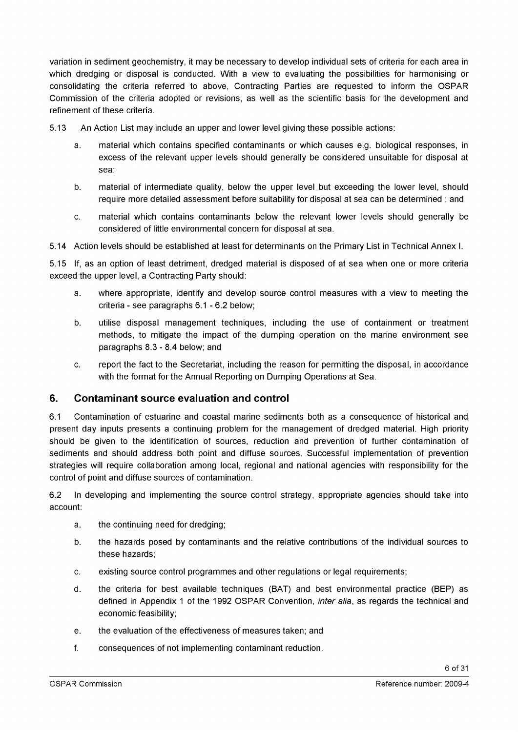variation in sediment geochemistry, it may be necessary to develop individual sets of criteria for each area in which dredging or disposal is conducted. With a view to evaluating the possibilities for harmonising or consolidating the criteria referred to above, Contracting Parties are requested to inform the OSPAR Commission of the criteria adopted or revisions, as well as the scientific basis for the development and refinement of these criteria.

5.13 An Action List may include an upper and lower level giving these possible actions:

a. material which contains specified contaminants or which causes e.g. biological responses, in excess of the relevant upper levels should generally be considered unsuitable for disposal at sea;

b. material of intermediate quality, below the upper level but exceeding the lower level, should require more detailed assessment before suitability for disposal at sea can be determined ; and

c. material which contains contaminants below the relevant lower levels should generally be considered of little environmental concern for disposal at sea.

5.14 Action levels should be established at least for determinants on the Primary List in Technical Annex I.

5.15 If, as an option of least detriment, dredged material is disposed of at sea when one or more criteria exceed the upper level, a Contracting Party should:

a. where appropriate, identify and develop source control measures with a view to meeting the criteria - see paragraphs 6.1 - 6.2 below;

b. utilise disposal management techniques, including the use of containment or treatment methods, to mitigate the impact of the dumping operation on the marine environment see paragraphs 8.3 - 8.4 below; and

c. report the fact to the Secretariat, including the reason for permitting the disposal, in accordance with the format for the Annual Reporting on Dumping Operations at Sea.

## 6. Contaminant source evaluation and control

6.1 Contamination of estuarine and coastal marine sediments both as a consequence of historical and present day inputs presents a continuing problem for the management of dredged material. High priority should be given to the identification of sources, reduction and prevention of further contamination of sediments and should address both point and diffuse sources. Successful implementation of prevention strategies will require collaboration among local, regional and national agencies with responsibility for the control of point and diffuse sources of contamination.

6.2 In developing and implementing the source control strategy, appropriate agencies should take into account:

a. the continuing need for dredging;

b. the hazards posed by contaminants and the relative contributions of the individual sources to these hazards;

c. existing source control programmes and other regulations or legal requirements;

d. the criteria for best available techniques (BAT) and best environmental practice (BEP) as defined in Appendix 1 of the 1992 OSPAR Convention, *inter alia*, as regards the technical and economic feasibility;

e. the evaluation of the effectiveness of measures taken; and

f. consequences of not implementing contaminant reduction.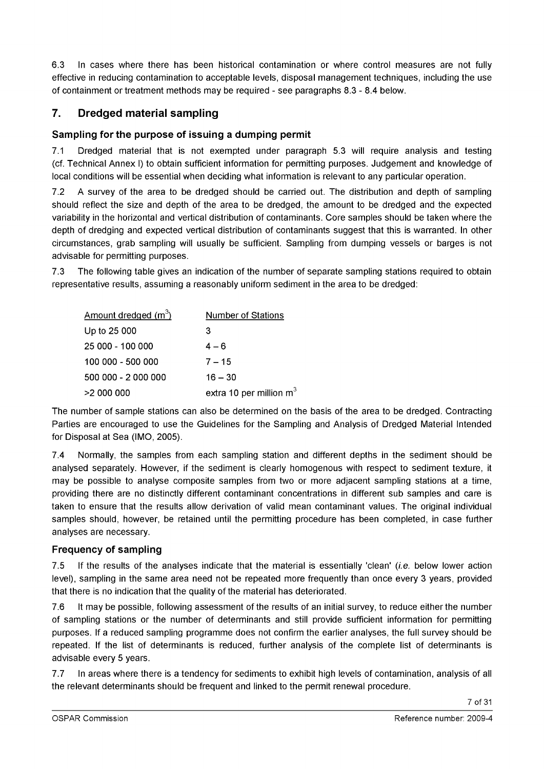6.3 In cases where there has been historical contamination or where control measures are not fully effective in reducing contamination to acceptable levels, disposal management techniques, including the use of containment or treatment methods may be required - see paragraphs 8.3 - 8.4 below.

## 7. Dredged material sampling

### Sampling for the purpose of issuing a dumping permit

7.1 Dredged material that is not exempted under paragraph 5.3 will require analysis and testing (cf. Technical Annex I) to obtain sufficient information for permitting purposes. Judgement and knowledge of local conditions will be essential when deciding what information is relevant to any particular operation.

7.2 A survey of the area to be dredged should be carried out. The distribution and depth of sampling should reflect the size and depth of the area to be dredged, the amount to be dredged and the expected variability in the horizontal and vertical distribution of contaminants. Core samples should be taken where the depth of dredging and expected vertical distribution of contaminants suggest that this is warranted. In other circumstances, grab sampling will usually be sufficient. Sampling from dumping vessels or barges is not advisable for permitting purposes.

7.3 The following table gives an indication of the number of separate sampling stations required to obtain representative results, assuming a reasonably uniform sediment in the area to be dredged:

| Amount dredged ($m^3$) | Number of Stations |
|---|---|
| Up to 25 000 | 3 |
| 25 000 - 100 000 | 4 – 6 |
| 100 000 - 500 000 | 7 – 15 |
| 500 000 - 2 000 000 | 16 – 30 |
| >2 000 000 | extra 10 per million $m^3$ |

The number of sample stations can also be determined on the basis of the area to be dredged. Contracting Parties are encouraged to use the Guidelines for the Sampling and Analysis of Dredged Material Intended for Disposal at Sea (IMO, 2005).

7.4 Normally, the samples from each sampling station and different depths in the sediment should be analysed separately. However, if the sediment is clearly homogenous with respect to sediment texture, it may be possible to analyse composite samples from two or more adjacent sampling stations at a time, providing there are no distinctly different contaminant concentrations in different sub samples and care is taken to ensure that the results allow derivation of valid mean contaminant values. The original individual samples should, however, be retained until the permitting procedure has been completed, in case further analyses are necessary.

### Frequency of sampling

7.5 If the results of the analyses indicate that the material is essentially 'clean' (*i.e.* below lower action level), sampling in the same area need not be repeated more frequently than once every 3 years, provided that there is no indication that the quality of the material has deteriorated.

7.6 It may be possible, following assessment of the results of an initial survey, to reduce either the number of sampling stations or the number of determinants and still provide sufficient information for permitting purposes. If a reduced sampling programme does not confirm the earlier analyses, the full survey should be repeated. If the list of determinants is reduced, further analysis of the complete list of determinants is advisable every 5 years.

7.7 In areas where there is a tendency for sediments to exhibit high levels of contamination, analysis of all the relevant determinants should be frequent and linked to the permit renewal procedure.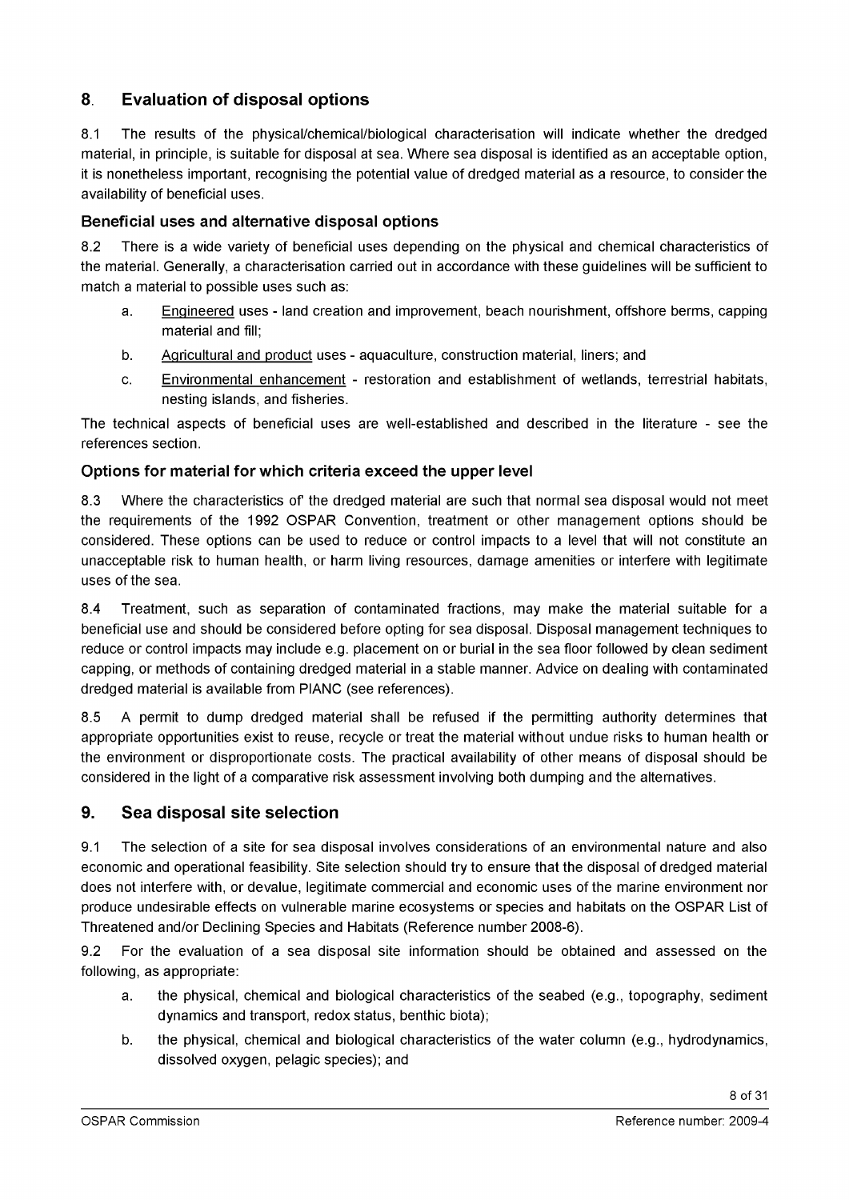## 8. Evaluation of disposal options

8.1 The results of the physical/chemical/biological characterisation will indicate whether the dredged material, in principle, is suitable for disposal at sea. Where sea disposal is identified as an acceptable option, it is nonetheless important, recognising the potential value of dredged material as a resource, to consider the availability of beneficial uses.

### Beneficial uses and alternative disposal options

8.2 There is a wide variety of beneficial uses depending on the physical and chemical characteristics of the material. Generally, a characterisation carried out in accordance with these guidelines will be sufficient to match a material to possible uses such as:

a. Engineered uses - land creation and improvement, beach nourishment, offshore berms, capping material and fill;

b. Agricultural and product uses - aquaculture, construction material, liners; and

c. Environmental enhancement - restoration and establishment of wetlands, terrestrial habitats, nesting islands, and fisheries.

The technical aspects of beneficial uses are well-established and described in the literature - see the references section.

### Options for material for which criteria exceed the upper level

8.3 Where the characteristics of' the dredged material are such that normal sea disposal would not meet the requirements of the 1992 OSPAR Convention, treatment or other management options should be considered. These options can be used to reduce or control impacts to a level that will not constitute an unacceptable risk to human health, or harm living resources, damage amenities or interfere with legitimate uses of the sea.

8.4 Treatment, such as separation of contaminated fractions, may make the material suitable for a beneficial use and should be considered before opting for sea disposal. Disposal management techniques to reduce or control impacts may include e.g. placement on or burial in the sea floor followed by clean sediment capping, or methods of containing dredged material in a stable manner. Advice on dealing with contaminated dredged material is available from PIANC (see references).

8.5 A permit to dump dredged material shall be refused if the permitting authority determines that appropriate opportunities exist to reuse, recycle or treat the material without undue risks to human health or the environment or disproportionate costs. The practical availability of other means of disposal should be considered in the light of a comparative risk assessment involving both dumping and the alternatives.

## 9. Sea disposal site selection

9.1 The selection of a site for sea disposal involves considerations of an environmental nature and also economic and operational feasibility. Site selection should try to ensure that the disposal of dredged material does not interfere with, or devalue, legitimate commercial and economic uses of the marine environment nor produce undesirable effects on vulnerable marine ecosystems or species and habitats on the OSPAR List of Threatened and/or Declining Species and Habitats (Reference number 2008-6).

9.2 For the evaluation of a sea disposal site information should be obtained and assessed on the following, as appropriate:

a. the physical, chemical and biological characteristics of the seabed (e.g., topography, sediment dynamics and transport, redox status, benthic biota);

b. the physical, chemical and biological characteristics of the water column (e.g., hydrodynamics, dissolved oxygen, pelagic species); and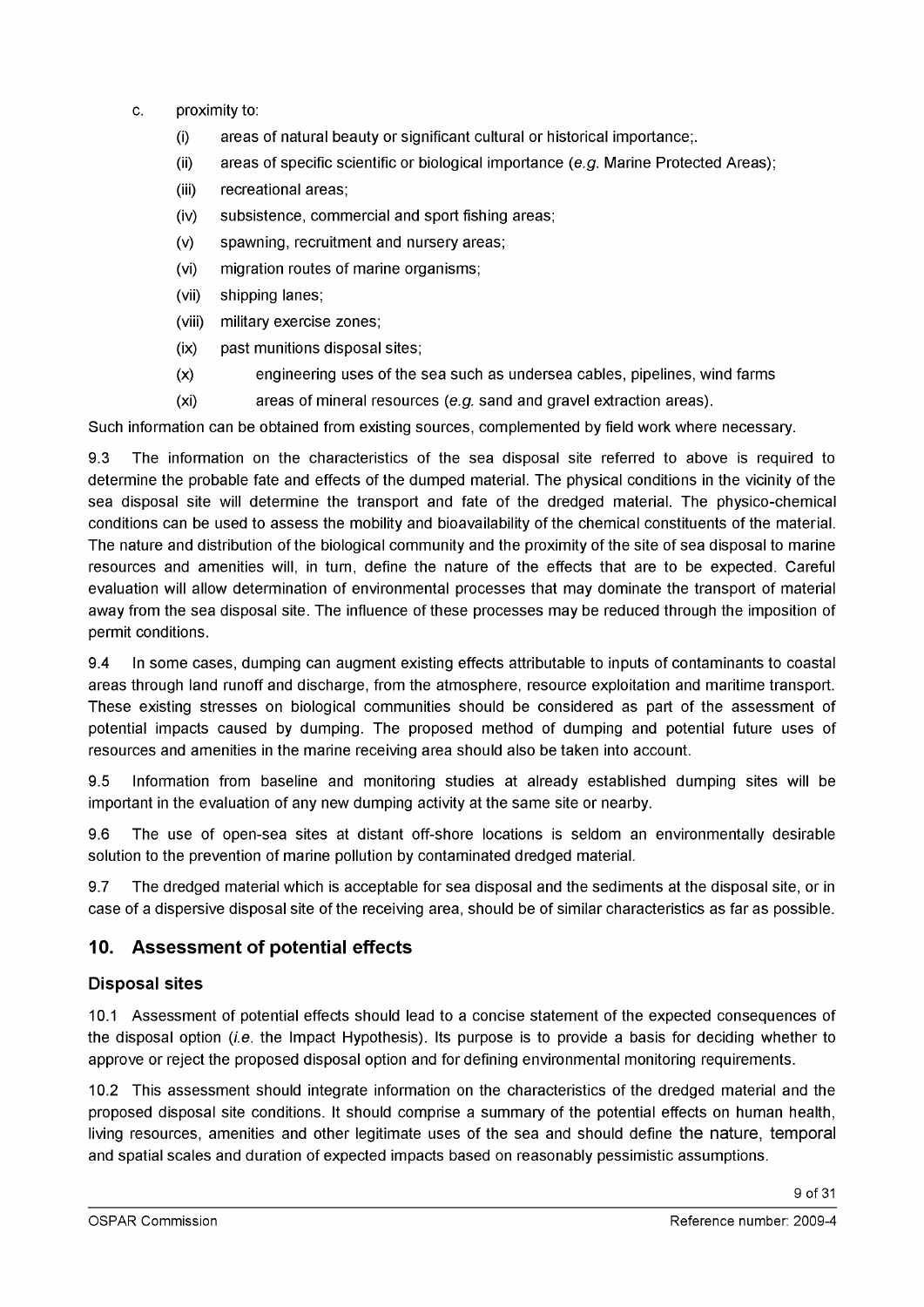c. proximity to:

   (i) areas of natural beauty or significant cultural or historical importance;.

   (ii) areas of specific scientific or biological importance (*e.g.* Marine Protected Areas);

   (iii) recreational areas;

   (iv) subsistence, commercial and sport fishing areas;

   (v) spawning, recruitment and nursery areas;

   (vi) migration routes of marine organisms;

   (vii) shipping lanes;

   (viii) military exercise zones;

   (ix) past munitions disposal sites;

   (x) engineering uses of the sea such as undersea cables, pipelines, wind farms

   (xi) areas of mineral resources (*e.g.* sand and gravel extraction areas).

Such information can be obtained from existing sources, complemented by field work where necessary.

9.3 The information on the characteristics of the sea disposal site referred to above is required to determine the probable fate and effects of the dumped material. The physical conditions in the vicinity of the sea disposal site will determine the transport and fate of the dredged material. The physico-chemical conditions can be used to assess the mobility and bioavailability of the chemical constituents of the material. The nature and distribution of the biological community and the proximity of the site of sea disposal to marine resources and amenities will, in turn, define the nature of the effects that are to be expected. Careful evaluation will allow determination of environmental processes that may dominate the transport of material away from the sea disposal site. The influence of these processes may be reduced through the imposition of permit conditions.

9.4 In some cases, dumping can augment existing effects attributable to inputs of contaminants to coastal areas through land runoff and discharge, from the atmosphere, resource exploitation and maritime transport. These existing stresses on biological communities should be considered as part of the assessment of potential impacts caused by dumping. The proposed method of dumping and potential future uses of resources and amenities in the marine receiving area should also be taken into account.

9.5 Information from baseline and monitoring studies at already established dumping sites will be important in the evaluation of any new dumping activity at the same site or nearby.

9.6 The use of open-sea sites at distant off-shore locations is seldom an environmentally desirable solution to the prevention of marine pollution by contaminated dredged material.

9.7 The dredged material which is acceptable for sea disposal and the sediments at the disposal site, or in case of a dispersive disposal site of the receiving area, should be of similar characteristics as far as possible.

## 10. Assessment of potential effects

### Disposal sites

10.1 Assessment of potential effects should lead to a concise statement of the expected consequences of the disposal option (*i.e.* the Impact Hypothesis). Its purpose is to provide a basis for deciding whether to approve or reject the proposed disposal option and for defining environmental monitoring requirements.

10.2 This assessment should integrate information on the characteristics of the dredged material and the proposed disposal site conditions. It should comprise a summary of the potential effects on human health, living resources, amenities and other legitimate uses of the sea and should define the nature, temporal and spatial scales and duration of expected impacts based on reasonably pessimistic assumptions.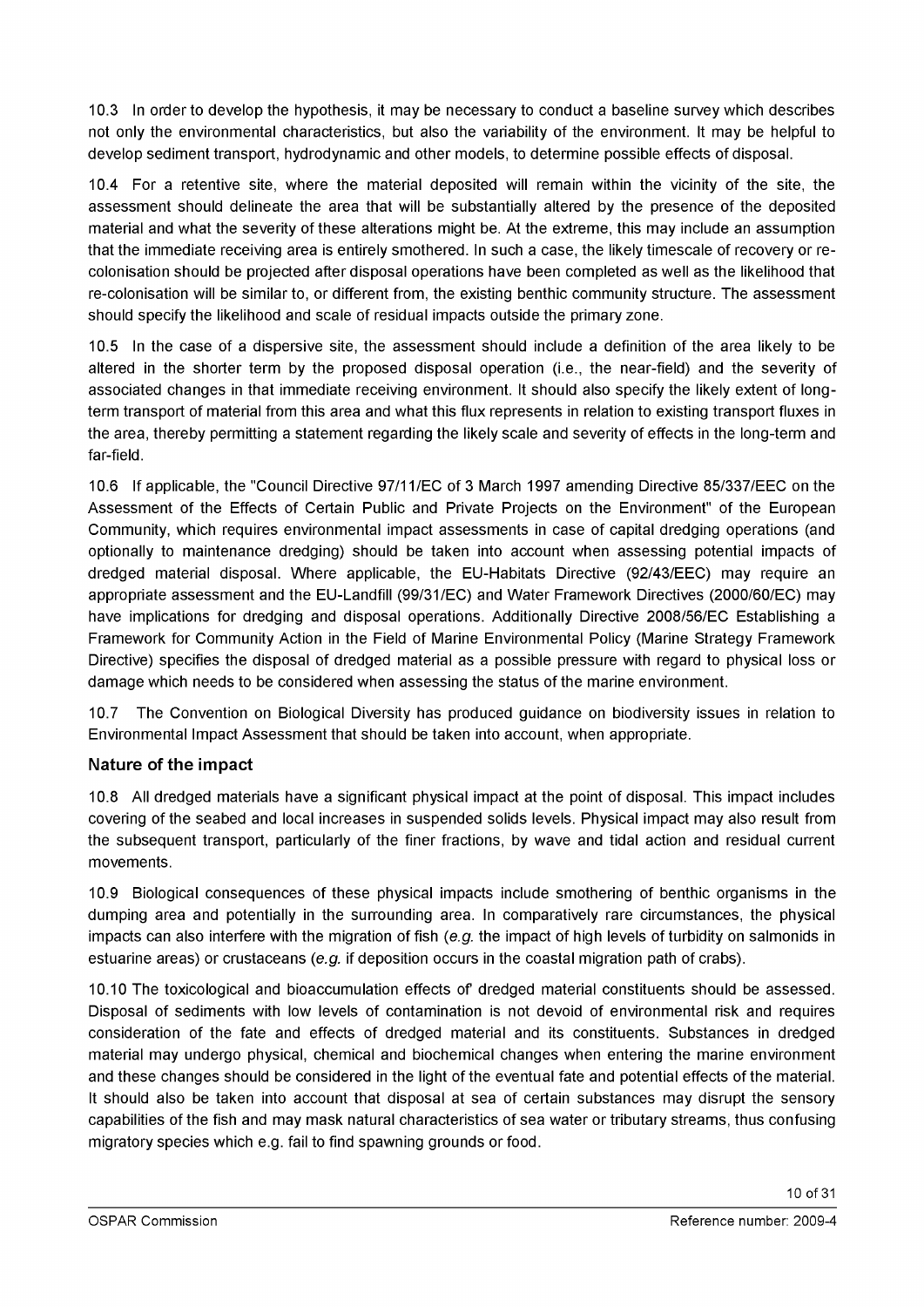10.3 In order to develop the hypothesis, it may be necessary to conduct a baseline survey which describes not only the environmental characteristics, but also the variability of the environment. It may be helpful to develop sediment transport, hydrodynamic and other models, to determine possible effects of disposal.

10.4 For a retentive site, where the material deposited will remain within the vicinity of the site, the assessment should delineate the area that will be substantially altered by the presence of the deposited material and what the severity of these alterations might be. At the extreme, this may include an assumption that the immediate receiving area is entirely smothered. In such a case, the likely timescale of recovery or re-colonisation should be projected after disposal operations have been completed as well as the likelihood that re-colonisation will be similar to, or different from, the existing benthic community structure. The assessment should specify the likelihood and scale of residual impacts outside the primary zone.

10.5 In the case of a dispersive site, the assessment should include a definition of the area likely to be altered in the shorter term by the proposed disposal operation (i.e., the near-field) and the severity of associated changes in that immediate receiving environment. It should also specify the likely extent of long-term transport of material from this area and what this flux represents in relation to existing transport fluxes in the area, thereby permitting a statement regarding the likely scale and severity of effects in the long-term and far-field.

10.6 If applicable, the "Council Directive 97/11/EC of 3 March 1997 amending Directive 85/337/EEC on the Assessment of the Effects of Certain Public and Private Projects on the Environment" of the European Community, which requires environmental impact assessments in case of capital dredging operations (and optionally to maintenance dredging) should be taken into account when assessing potential impacts of dredged material disposal. Where applicable, the EU-Habitats Directive (92/43/EEC) may require an appropriate assessment and the EU-Landfill (99/31/EC) and Water Framework Directives (2000/60/EC) may have implications for dredging and disposal operations. Additionally Directive 2008/56/EC Establishing a Framework for Community Action in the Field of Marine Environmental Policy (Marine Strategy Framework Directive) specifies the disposal of dredged material as a possible pressure with regard to physical loss or damage which needs to be considered when assessing the status of the marine environment.

10.7 The Convention on Biological Diversity has produced guidance on biodiversity issues in relation to Environmental Impact Assessment that should be taken into account, when appropriate.

### Nature of the impact

10.8 All dredged materials have a significant physical impact at the point of disposal. This impact includes covering of the seabed and local increases in suspended solids levels. Physical impact may also result from the subsequent transport, particularly of the finer fractions, by wave and tidal action and residual current movements.

10.9 Biological consequences of these physical impacts include smothering of benthic organisms in the dumping area and potentially in the surrounding area. In comparatively rare circumstances, the physical impacts can also interfere with the migration of fish (*e.g.* the impact of high levels of turbidity on salmonids in estuarine areas) or crustaceans (*e.g.* if deposition occurs in the coastal migration path of crabs).

10.10 The toxicological and bioaccumulation effects of' dredged material constituents should be assessed. Disposal of sediments with low levels of contamination is not devoid of environmental risk and requires consideration of the fate and effects of dredged material and its constituents. Substances in dredged material may undergo physical, chemical and biochemical changes when entering the marine environment and these changes should be considered in the light of the eventual fate and potential effects of the material. It should also be taken into account that disposal at sea of certain substances may disrupt the sensory capabilities of the fish and may mask natural characteristics of sea water or tributary streams, thus confusing migratory species which e.g. fail to find spawning grounds or food.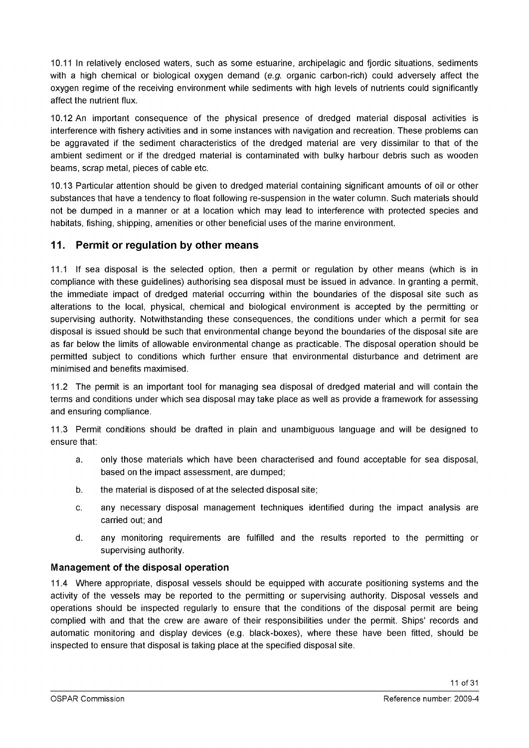10.11 In relatively enclosed waters, such as some estuarine, archipelagic and fjordic situations, sediments with a high chemical or biological oxygen demand (*e.g.* organic carbon-rich) could adversely affect the oxygen regime of the receiving environment while sediments with high levels of nutrients could significantly affect the nutrient flux.

10.12 An important consequence of the physical presence of dredged material disposal activities is interference with fishery activities and in some instances with navigation and recreation. These problems can be aggravated if the sediment characteristics of the dredged material are very dissimilar to that of the ambient sediment or if the dredged material is contaminated with bulky harbour debris such as wooden beams, scrap metal, pieces of cable etc.

10.13 Particular attention should be given to dredged material containing significant amounts of oil or other substances that have a tendency to float following re-suspension in the water column. Such materials should not be dumped in a manner or at a location which may lead to interference with protected species and habitats, fishing, shipping, amenities or other beneficial uses of the marine environment.

## 11. Permit or regulation by other means

11.1 If sea disposal is the selected option, then a permit or regulation by other means (which is in compliance with these guidelines) authorising sea disposal must be issued in advance. In granting a permit, the immediate impact of dredged material occurring within the boundaries of the disposal site such as alterations to the local, physical, chemical and biological environment is accepted by the permitting or supervising authority. Notwithstanding these consequences, the conditions under which a permit for sea disposal is issued should be such that environmental change beyond the boundaries of the disposal site are as far below the limits of allowable environmental change as practicable. The disposal operation should be permitted subject to conditions which further ensure that environmental disturbance and detriment are minimised and benefits maximised.

11.2 The permit is an important tool for managing sea disposal of dredged material and will contain the terms and conditions under which sea disposal may take place as well as provide a framework for assessing and ensuring compliance.

11.3 Permit conditions should be drafted in plain and unambiguous language and will be designed to ensure that:

a. only those materials which have been characterised and found acceptable for sea disposal, based on the impact assessment, are dumped;

b. the material is disposed of at the selected disposal site;

c. any necessary disposal management techniques identified during the impact analysis are carried out; and

d. any monitoring requirements are fulfilled and the results reported to the permitting or supervising authority.

### Management of the disposal operation

11.4 Where appropriate, disposal vessels should be equipped with accurate positioning systems and the activity of the vessels may be reported to the permitting or supervising authority. Disposal vessels and operations should be inspected regularly to ensure that the conditions of the disposal permit are being complied with and that the crew are aware of their responsibilities under the permit. Ships' records and automatic monitoring and display devices (e.g. black-boxes), where these have been fitted, should be inspected to ensure that disposal is taking place at the specified disposal site.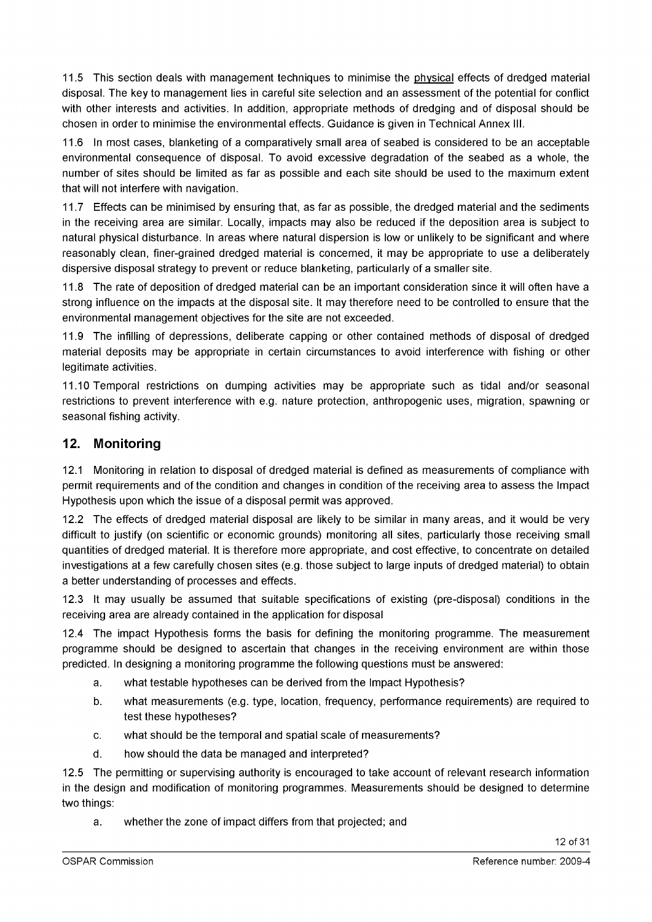11.5 This section deals with management techniques to minimise the <u>physical</u> effects of dredged material disposal. The key to management lies in careful site selection and an assessment of the potential for conflict with other interests and activities. In addition, appropriate methods of dredging and of disposal should be chosen in order to minimise the environmental effects. Guidance is given in Technical Annex III.

11.6 In most cases, blanketing of a comparatively small area of seabed is considered to be an acceptable environmental consequence of disposal. To avoid excessive degradation of the seabed as a whole, the number of sites should be limited as far as possible and each site should be used to the maximum extent that will not interfere with navigation.

11.7 Effects can be minimised by ensuring that, as far as possible, the dredged material and the sediments in the receiving area are similar. Locally, impacts may also be reduced if the deposition area is subject to natural physical disturbance. In areas where natural dispersion is low or unlikely to be significant and where reasonably clean, finer-grained dredged material is concerned, it may be appropriate to use a deliberately dispersive disposal strategy to prevent or reduce blanketing, particularly of a smaller site.

11.8 The rate of deposition of dredged material can be an important consideration since it will often have a strong influence on the impacts at the disposal site. It may therefore need to be controlled to ensure that the environmental management objectives for the site are not exceeded.

11.9 The infilling of depressions, deliberate capping or other contained methods of disposal of dredged material deposits may be appropriate in certain circumstances to avoid interference with fishing or other legitimate activities.

11.10 Temporal restrictions on dumping activities may be appropriate such as tidal and/or seasonal restrictions to prevent interference with e.g. nature protection, anthropogenic uses, migration, spawning or seasonal fishing activity.

## 12. Monitoring

12.1 Monitoring in relation to disposal of dredged material is defined as measurements of compliance with permit requirements and of the condition and changes in condition of the receiving area to assess the Impact Hypothesis upon which the issue of a disposal permit was approved.

12.2 The effects of dredged material disposal are likely to be similar in many areas, and it would be very difficult to justify (on scientific or economic grounds) monitoring all sites, particularly those receiving small quantities of dredged material. It is therefore more appropriate, and cost effective, to concentrate on detailed investigations at a few carefully chosen sites (e.g. those subject to large inputs of dredged material) to obtain a better understanding of processes and effects.

12.3 It may usually be assumed that suitable specifications of existing (pre-disposal) conditions in the receiving area are already contained in the application for disposal

12.4 The impact Hypothesis forms the basis for defining the monitoring programme. The measurement programme should be designed to ascertain that changes in the receiving environment are within those predicted. In designing a monitoring programme the following questions must be answered:

a. what testable hypotheses can be derived from the Impact Hypothesis?

b. what measurements (e.g. type, location, frequency, performance requirements) are required to test these hypotheses?

c. what should be the temporal and spatial scale of measurements?

d. how should the data be managed and interpreted?

12.5 The permitting or supervising authority is encouraged to take account of relevant research information in the design and modification of monitoring programmes. Measurements should be designed to determine two things:

a. whether the zone of impact differs from that projected; and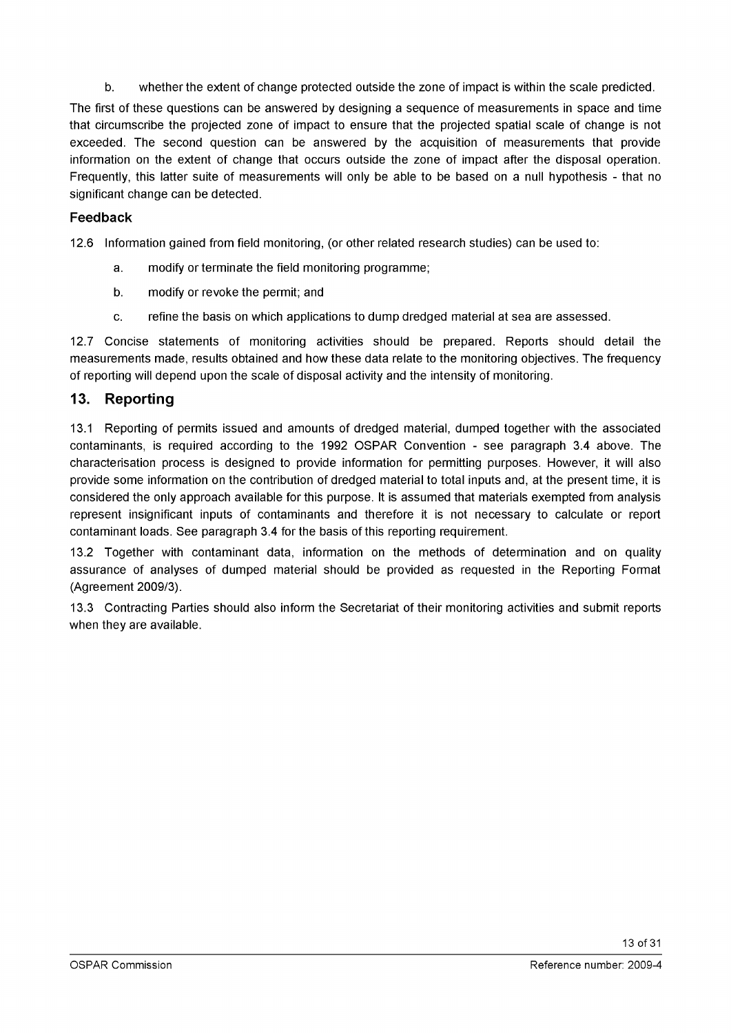b. whether the extent of change protected outside the zone of impact is within the scale predicted.

The first of these questions can be answered by designing a sequence of measurements in space and time that circumscribe the projected zone of impact to ensure that the projected spatial scale of change is not exceeded. The second question can be answered by the acquisition of measurements that provide information on the extent of change that occurs outside the zone of impact after the disposal operation. Frequently, this latter suite of measurements will only be able to be based on a null hypothesis - that no significant change can be detected.

### Feedback

12.6 Information gained from field monitoring, (or other related research studies) can be used to:

a. modify or terminate the field monitoring programme;

b. modify or revoke the permit; and

c. refine the basis on which applications to dump dredged material at sea are assessed.

12.7 Concise statements of monitoring activities should be prepared. Reports should detail the measurements made, results obtained and how these data relate to the monitoring objectives. The frequency of reporting will depend upon the scale of disposal activity and the intensity of monitoring.

## 13. Reporting

13.1 Reporting of permits issued and amounts of dredged material, dumped together with the associated contaminants, is required according to the 1992 OSPAR Convention - see paragraph 3.4 above. The characterisation process is designed to provide information for permitting purposes. However, it will also provide some information on the contribution of dredged material to total inputs and, at the present time, it is considered the only approach available for this purpose. It is assumed that materials exempted from analysis represent insignificant inputs of contaminants and therefore it is not necessary to calculate or report contaminant loads. See paragraph 3.4 for the basis of this reporting requirement.

13.2 Together with contaminant data, information on the methods of determination and on quality assurance of analyses of dumped material should be provided as requested in the Reporting Format (Agreement 2009/3).

13.3 Contracting Parties should also inform the Secretariat of their monitoring activities and submit reports when they are available.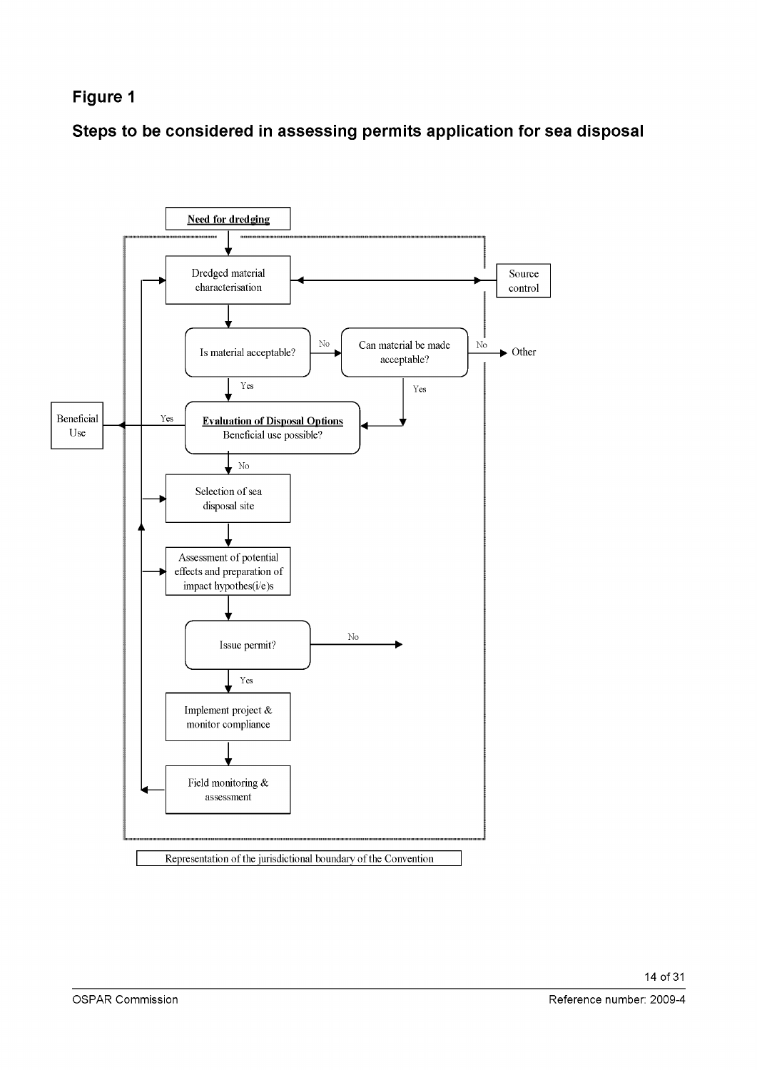# Figure 1

## Steps to be considered in assessing permits application for sea disposal

**Need for dredging**

Dredged material characterisation

Source control

Is material acceptable?

No

Can material be made acceptable?

No

Other

Yes

Yes

Beneficial Use

Yes

**Evaluation of Disposal Options**
Beneficial use possible?

No

Selection of sea disposal site

Assessment of potential effects and preparation of impact hypothes(i/e)s

Issue permit?

No

Yes

Implement project & monitor compliance

Field monitoring & assessment

Representation of the jurisdictional boundary of the Convention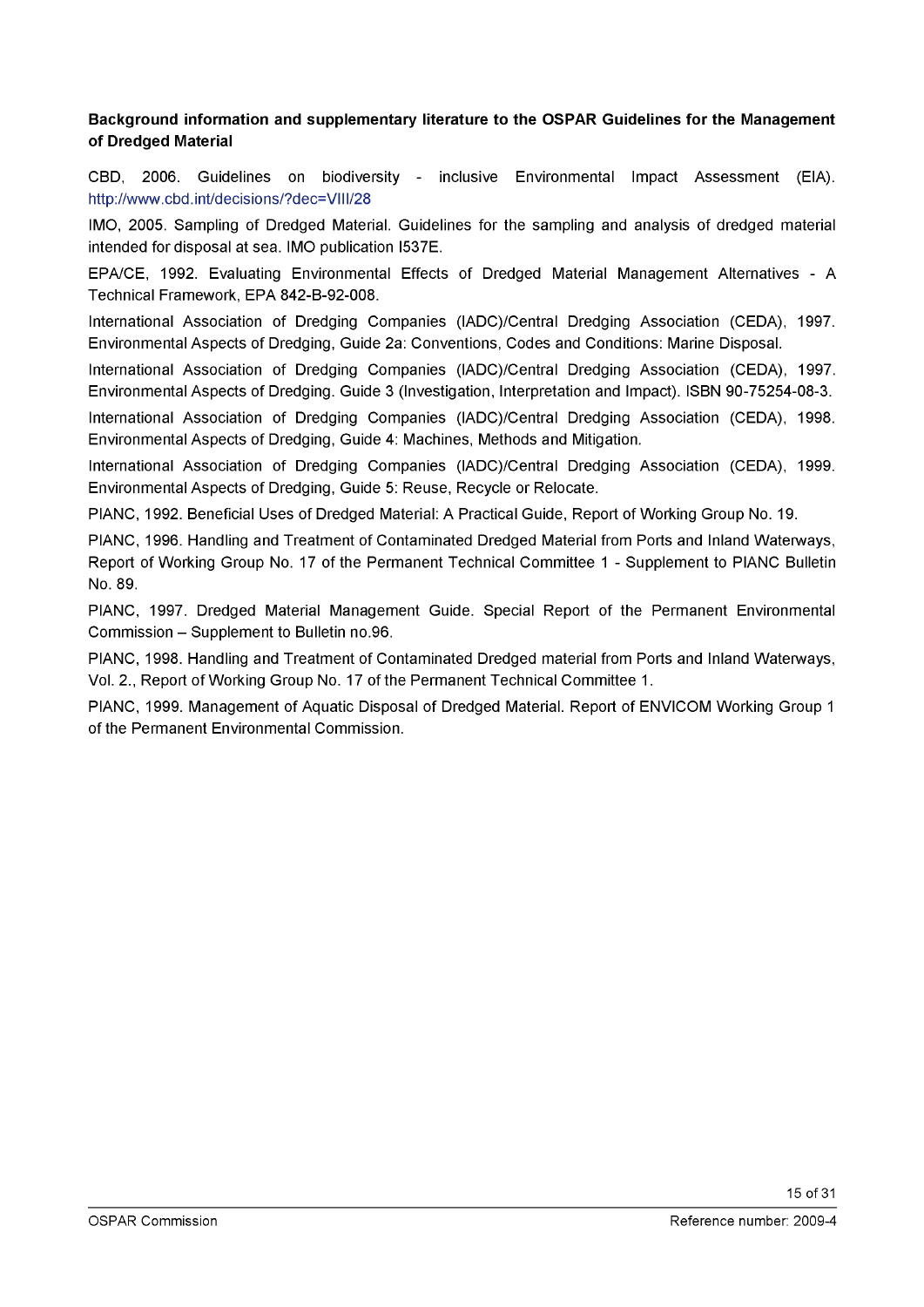**Background information and supplementary literature to the OSPAR Guidelines for the Management of Dredged Material**

CBD, 2006. Guidelines on biodiversity - inclusive Environmental Impact Assessment (EIA). http://www.cbd.int/decisions/?dec=VIII/28

IMO, 2005. Sampling of Dredged Material. Guidelines for the sampling and analysis of dredged material intended for disposal at sea. IMO publication I537E.

EPA/CE, 1992. Evaluating Environmental Effects of Dredged Material Management Alternatives - A Technical Framework, EPA 842-B-92-008.

International Association of Dredging Companies (IADC)/Central Dredging Association (CEDA), 1997. Environmental Aspects of Dredging, Guide 2a: Conventions, Codes and Conditions: Marine Disposal.

International Association of Dredging Companies (IADC)/Central Dredging Association (CEDA), 1997. Environmental Aspects of Dredging. Guide 3 (Investigation, Interpretation and Impact). ISBN 90-75254-08-3.

International Association of Dredging Companies (IADC)/Central Dredging Association (CEDA), 1998. Environmental Aspects of Dredging, Guide 4: Machines, Methods and Mitigation.

International Association of Dredging Companies (IADC)/Central Dredging Association (CEDA), 1999. Environmental Aspects of Dredging, Guide 5: Reuse, Recycle or Relocate.

PIANC, 1992. Beneficial Uses of Dredged Material: A Practical Guide, Report of Working Group No. 19.

PIANC, 1996. Handling and Treatment of Contaminated Dredged Material from Ports and Inland Waterways, Report of Working Group No. 17 of the Permanent Technical Committee 1 - Supplement to PIANC Bulletin No. 89.

PIANC, 1997. Dredged Material Management Guide. Special Report of the Permanent Environmental Commission – Supplement to Bulletin no.96.

PIANC, 1998. Handling and Treatment of Contaminated Dredged material from Ports and Inland Waterways, Vol. 2., Report of Working Group No. 17 of the Permanent Technical Committee 1.

PIANC, 1999. Management of Aquatic Disposal of Dredged Material. Report of ENVICOM Working Group 1 of the Permanent Environmental Commission.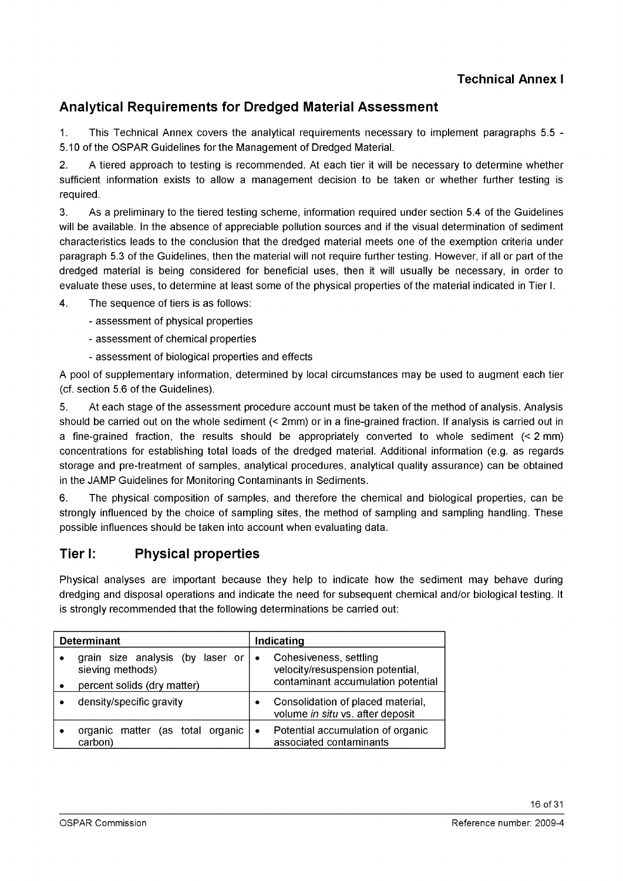**Technical Annex I**

## Analytical Requirements for Dredged Material Assessment

1. This Technical Annex covers the analytical requirements necessary to implement paragraphs 5.5 - 5.10 of the OSPAR Guidelines for the Management of Dredged Material.

2. A tiered approach to testing is recommended. At each tier it will be necessary to determine whether sufficient information exists to allow a management decision to be taken or whether further testing is required.

3. As a preliminary to the tiered testing scheme, information required under section 5.4 of the Guidelines will be available. In the absence of appreciable pollution sources and if the visual determination of sediment characteristics leads to the conclusion that the dredged material meets one of the exemption criteria under paragraph 5.3 of the Guidelines, then the material will not require further testing. However, if all or part of the dredged material is being considered for beneficial uses, then it will usually be necessary, in order to evaluate these uses, to determine at least some of the physical properties of the material indicated in Tier I.

4. The sequence of tiers is as follows:

   - assessment of physical properties
   - assessment of chemical properties
   - assessment of biological properties and effects

A pool of supplementary information, determined by local circumstances may be used to augment each tier (cf. section 5.6 of the Guidelines).

5. At each stage of the assessment procedure account must be taken of the method of analysis. Analysis should be carried out on the whole sediment (< 2mm) or in a fine-grained fraction. If analysis is carried out in a fine-grained fraction, the results should be appropriately converted to whole sediment (< 2 mm) concentrations for establishing total loads of the dredged material. Additional information (e.g. as regards storage and pre-treatment of samples, analytical procedures, analytical quality assurance) can be obtained in the JAMP Guidelines for Monitoring Contaminants in Sediments.

6. The physical composition of samples, and therefore the chemical and biological properties, can be strongly influenced by the choice of sampling sites, the method of sampling and sampling handling. These possible influences should be taken into account when evaluating data.

## Tier I: Physical properties

Physical analyses are important because they help to indicate how the sediment may behave during dredging and disposal operations and indicate the need for subsequent chemical and/or biological testing. It is strongly recommended that the following determinations be carried out:

| Determinant | Indicating |
|---|---|
| • grain size analysis (by laser or sieving methods)<br>• percent solids (dry matter) | • Cohesiveness, settling velocity/resuspension potential, contaminant accumulation potential |
| • density/specific gravity | • Consolidation of placed material, volume *in situ* vs. after deposit |
| • organic matter (as total organic carbon) | • Potential accumulation of organic associated contaminants |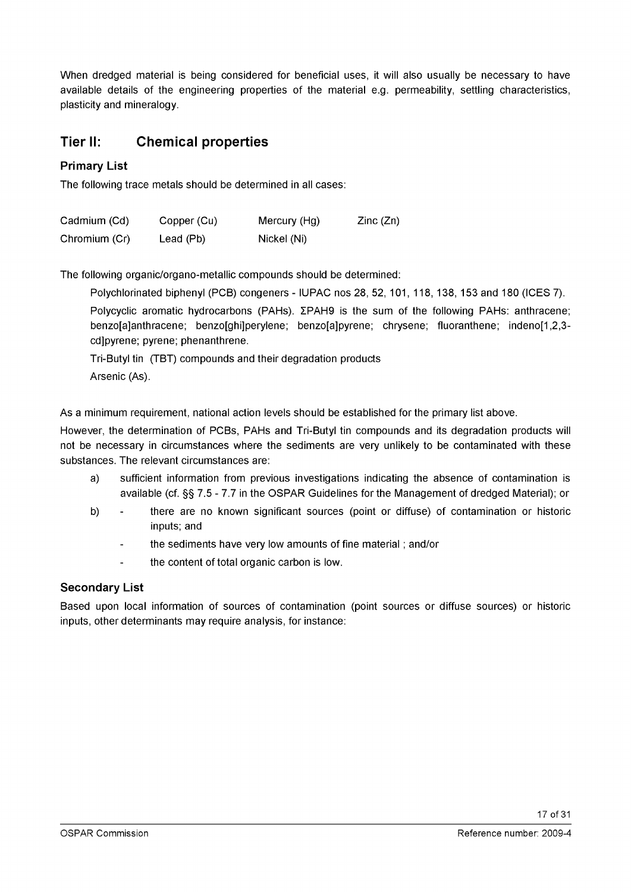When dredged material is being considered for beneficial uses, it will also usually be necessary to have available details of the engineering properties of the material e.g. permeability, settling characteristics, plasticity and mineralogy.

## Tier II: Chemical properties

### Primary List

The following trace metals should be determined in all cases:

| Cadmium (Cd) | Copper (Cu) | Mercury (Hg) | Zinc (Zn) |
|---|---|---|---|
| Chromium (Cr) | Lead (Pb) | Nickel (Ni) | |

The following organic/organo-metallic compounds should be determined:

Polychlorinated biphenyl (PCB) congeners - IUPAC nos 28, 52, 101, 118, 138, 153 and 180 (ICES 7).

Polycyclic aromatic hydrocarbons (PAHs). ΣPAH9 is the sum of the following PAHs: anthracene; benzo[a]anthracene; benzo[ghi]perylene; benzo[a]pyrene; chrysene; fluoranthene; indeno[1,2,3-cd]pyrene; pyrene; phenanthrene.

Tri-Butyl tin (TBT) compounds and their degradation products

Arsenic (As).

As a minimum requirement, national action levels should be established for the primary list above.

However, the determination of PCBs, PAHs and Tri-Butyl tin compounds and its degradation products will not be necessary in circumstances where the sediments are very unlikely to be contaminated with these substances. The relevant circumstances are:

a) sufficient information from previous investigations indicating the absence of contamination is available (cf. §§ 7.5 - 7.7 in the OSPAR Guidelines for the Management of dredged Material); or

b)
- there are no known significant sources (point or diffuse) of contamination or historic inputs; and
- the sediments have very low amounts of fine material ; and/or
- the content of total organic carbon is low.

### Secondary List

Based upon local information of sources of contamination (point sources or diffuse sources) or historic inputs, other determinants may require analysis, for instance: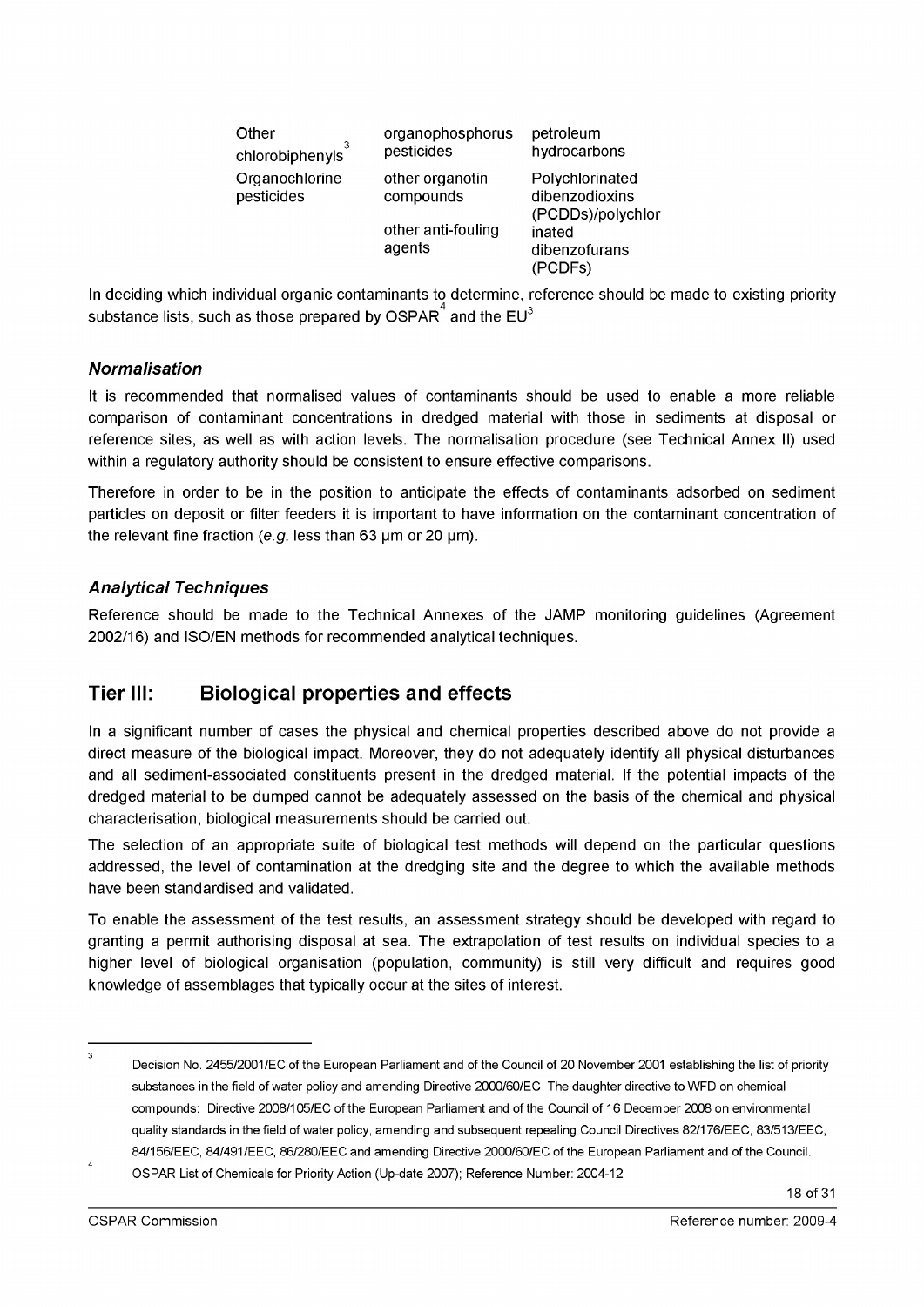| | | |
|---|---|---|
| Other chlorobiphenyls[3] | organophosphorus pesticides | petroleum hydrocarbons |
| Organochlorine pesticides | other organotin compounds | Polychlorinated dibenzodioxins (PCDDs)/polychlorinated dibenzofurans (PCDFs) |
| | other anti-fouling agents | |

In deciding which individual organic contaminants to determine, reference should be made to existing priority substance lists, such as those prepared by OSPAR[4] and the EU[3]

### *Normalisation*

It is recommended that normalised values of contaminants should be used to enable a more reliable comparison of contaminant concentrations in dredged material with those in sediments at disposal or reference sites, as well as with action levels. The normalisation procedure (see Technical Annex II) used within a regulatory authority should be consistent to ensure effective comparisons.

Therefore in order to be in the position to anticipate the effects of contaminants adsorbed on sediment particles on deposit or filter feeders it is important to have information on the contaminant concentration of the relevant fine fraction (*e.g.* less than 63 µm or 20 µm).

### *Analytical Techniques*

Reference should be made to the Technical Annexes of the JAMP monitoring guidelines (Agreement 2002/16) and ISO/EN methods for recommended analytical techniques.

## Tier III: Biological properties and effects

In a significant number of cases the physical and chemical properties described above do not provide a direct measure of the biological impact. Moreover, they do not adequately identify all physical disturbances and all sediment-associated constituents present in the dredged material. If the potential impacts of the dredged material to be dumped cannot be adequately assessed on the basis of the chemical and physical characterisation, biological measurements should be carried out.

The selection of an appropriate suite of biological test methods will depend on the particular questions addressed, the level of contamination at the dredging site and the degree to which the available methods have been standardised and validated.

To enable the assessment of the test results, an assessment strategy should be developed with regard to granting a permit authorising disposal at sea. The extrapolation of test results on individual species to a higher level of biological organisation (population, community) is still very difficult and requires good knowledge of assemblages that typically occur at the sites of interest.

---

[3] Decision No. 2455/2001/EC of the European Parliament and of the Council of 20 November 2001 establishing the list of priority substances in the field of water policy and amending Directive 2000/60/EC The daughter directive to WFD on chemical compounds: Directive 2008/105/EC of the European Parliament and of the Council of 16 December 2008 on environmental quality standards in the field of water policy, amending and subsequent repealing Council Directives 82/176/EEC, 83/513/EEC, 84/156/EEC, 84/491/EEC, 86/280/EEC and amending Directive 2000/60/EC of the European Parliament and of the Council.

[4] OSPAR List of Chemicals for Priority Action (Up-date 2007); Reference Number: 2004-12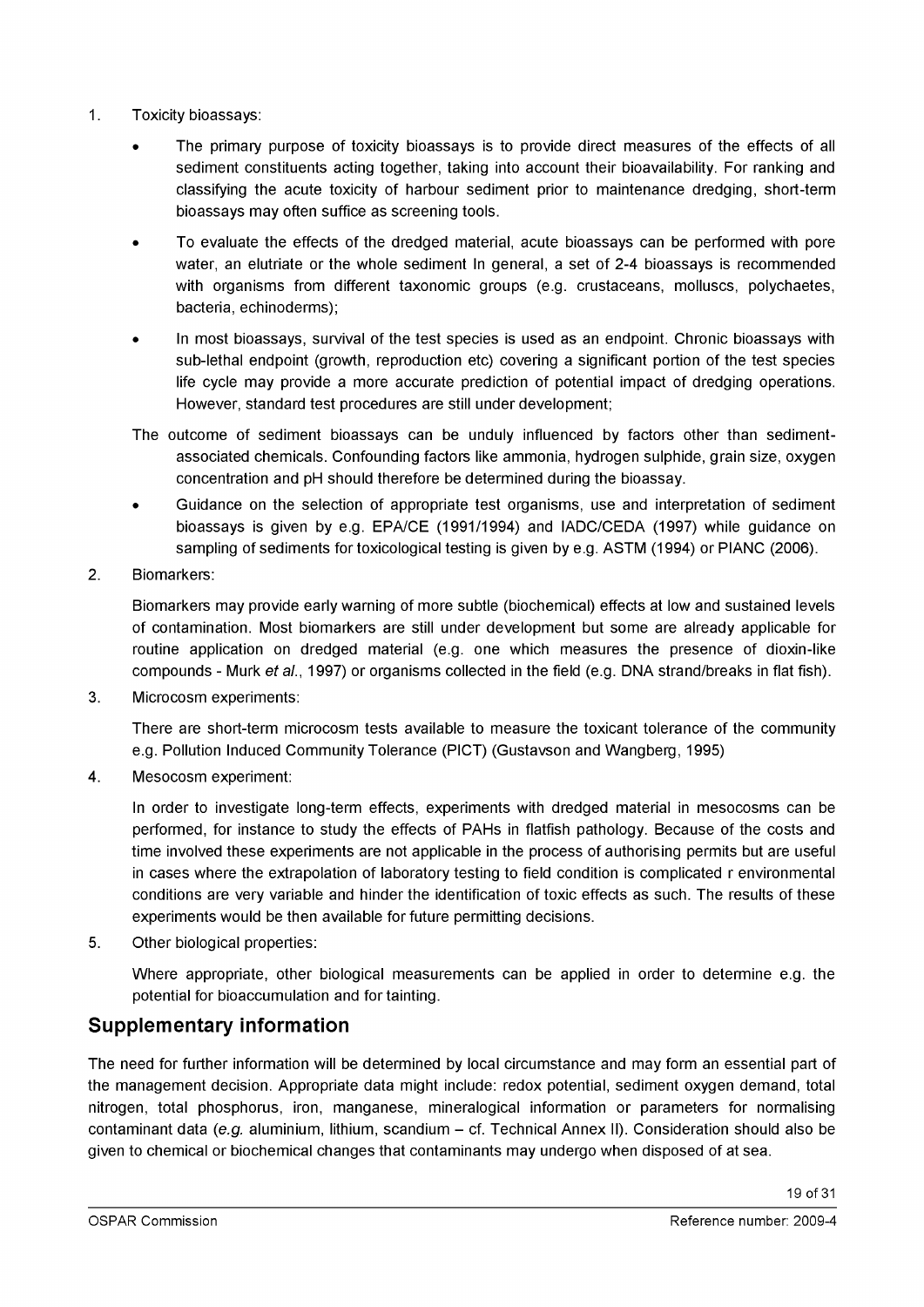1. Toxicity bioassays:

   - The primary purpose of toxicity bioassays is to provide direct measures of the effects of all sediment constituents acting together, taking into account their bioavailability. For ranking and classifying the acute toxicity of harbour sediment prior to maintenance dredging, short-term bioassays may often suffice as screening tools.
   - To evaluate the effects of the dredged material, acute bioassays can be performed with pore water, an elutriate or the whole sediment In general, a set of 2-4 bioassays is recommended with organisms from different taxonomic groups (e.g. crustaceans, molluscs, polychaetes, bacteria, echinoderms);
   - In most bioassays, survival of the test species is used as an endpoint. Chronic bioassays with sub-lethal endpoint (growth, reproduction etc) covering a significant portion of the test species life cycle may provide a more accurate prediction of potential impact of dredging operations. However, standard test procedures are still under development;

   The outcome of sediment bioassays can be unduly influenced by factors other than sediment-associated chemicals. Confounding factors like ammonia, hydrogen sulphide, grain size, oxygen concentration and pH should therefore be determined during the bioassay.

   - Guidance on the selection of appropriate test organisms, use and interpretation of sediment bioassays is given by e.g. EPA/CE (1991/1994) and IADC/CEDA (1997) while guidance on sampling of sediments for toxicological testing is given by e.g. ASTM (1994) or PIANC (2006).

2. Biomarkers:

   Biomarkers may provide early warning of more subtle (biochemical) effects at low and sustained levels of contamination. Most biomarkers are still under development but some are already applicable for routine application on dredged material (e.g. one which measures the presence of dioxin-like compounds - Murk *et al.*, 1997) or organisms collected in the field (e.g. DNA strand/breaks in flat fish).

3. Microcosm experiments:

   There are short-term microcosm tests available to measure the toxicant tolerance of the community e.g. Pollution Induced Community Tolerance (PICT) (Gustavson and Wangberg, 1995)

4. Mesocosm experiment:

   In order to investigate long-term effects, experiments with dredged material in mesocosms can be performed, for instance to study the effects of PAHs in flatfish pathology. Because of the costs and time involved these experiments are not applicable in the process of authorising permits but are useful in cases where the extrapolation of laboratory testing to field condition is complicated r environmental conditions are very variable and hinder the identification of toxic effects as such. The results of these experiments would be then available for future permitting decisions.

5. Other biological properties:

   Where appropriate, other biological measurements can be applied in order to determine e.g. the potential for bioaccumulation and for tainting.

## Supplementary information

The need for further information will be determined by local circumstance and may form an essential part of the management decision. Appropriate data might include: redox potential, sediment oxygen demand, total nitrogen, total phosphorus, iron, manganese, mineralogical information or parameters for normalising contaminant data (*e.g.* aluminium, lithium, scandium – cf. Technical Annex II). Consideration should also be given to chemical or biochemical changes that contaminants may undergo when disposed of at sea.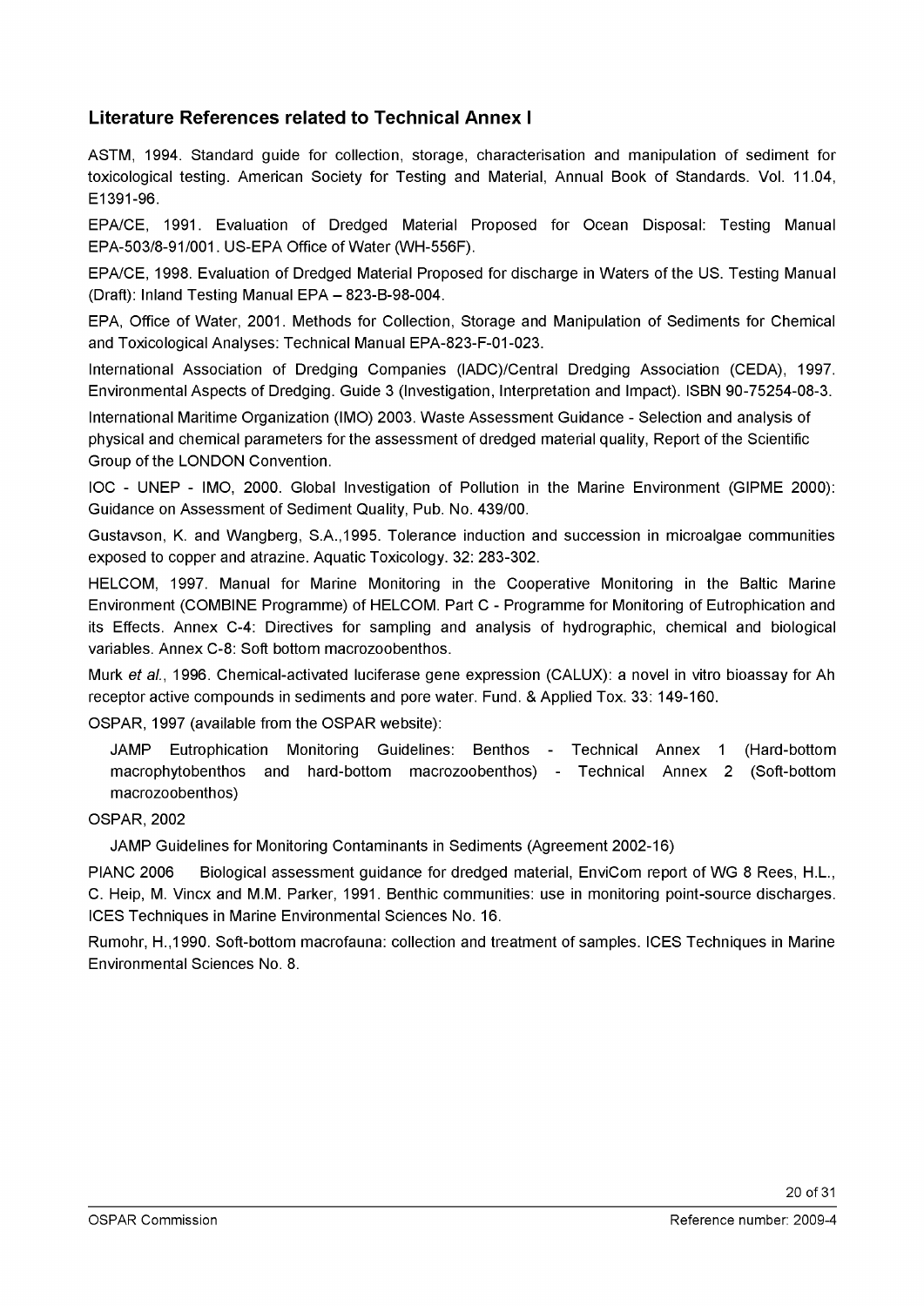## Literature References related to Technical Annex I

ASTM, 1994. Standard guide for collection, storage, characterisation and manipulation of sediment for toxicological testing. American Society for Testing and Material, Annual Book of Standards. Vol. 11.04, E1391-96.

EPA/CE, 1991. Evaluation of Dredged Material Proposed for Ocean Disposal: Testing Manual EPA-503/8-91/001. US-EPA Office of Water (WH-556F).

EPA/CE, 1998. Evaluation of Dredged Material Proposed for discharge in Waters of the US. Testing Manual (Draft): Inland Testing Manual EPA – 823-B-98-004.

EPA, Office of Water, 2001. Methods for Collection, Storage and Manipulation of Sediments for Chemical and Toxicological Analyses: Technical Manual EPA-823-F-01-023.

International Association of Dredging Companies (IADC)/Central Dredging Association (CEDA), 1997. Environmental Aspects of Dredging. Guide 3 (Investigation, Interpretation and Impact). ISBN 90-75254-08-3.

International Maritime Organization (IMO) 2003. Waste Assessment Guidance - Selection and analysis of physical and chemical parameters for the assessment of dredged material quality, Report of the Scientific Group of the LONDON Convention.

IOC - UNEP - IMO, 2000. Global Investigation of Pollution in the Marine Environment (GIPME 2000): Guidance on Assessment of Sediment Quality, Pub. No. 439/00.

Gustavson, K. and Wangberg, S.A.,1995. Tolerance induction and succession in microalgae communities exposed to copper and atrazine. Aquatic Toxicology. 32: 283-302.

HELCOM, 1997. Manual for Marine Monitoring in the Cooperative Monitoring in the Baltic Marine Environment (COMBINE Programme) of HELCOM. Part C - Programme for Monitoring of Eutrophication and its Effects. Annex C-4: Directives for sampling and analysis of hydrographic, chemical and biological variables. Annex C-8: Soft bottom macrozoobenthos.

Murk *et al.*, 1996. Chemical-activated luciferase gene expression (CALUX): a novel in vitro bioassay for Ah receptor active compounds in sediments and pore water. Fund. & Applied Tox. 33: 149-160.

OSPAR, 1997 (available from the OSPAR website):

JAMP Eutrophication Monitoring Guidelines: Benthos - Technical Annex 1 (Hard-bottom macrophytobenthos and hard-bottom macrozoobenthos) - Technical Annex 2 (Soft-bottom macrozoobenthos)

OSPAR, 2002

JAMP Guidelines for Monitoring Contaminants in Sediments (Agreement 2002-16)

PIANC 2006 Biological assessment guidance for dredged material, EnviCom report of WG 8 Rees, H.L., C. Heip, M. Vincx and M.M. Parker, 1991. Benthic communities: use in monitoring point-source discharges. ICES Techniques in Marine Environmental Sciences No. 16.

Rumohr, H.,1990. Soft-bottom macrofauna: collection and treatment of samples. ICES Techniques in Marine Environmental Sciences No. 8.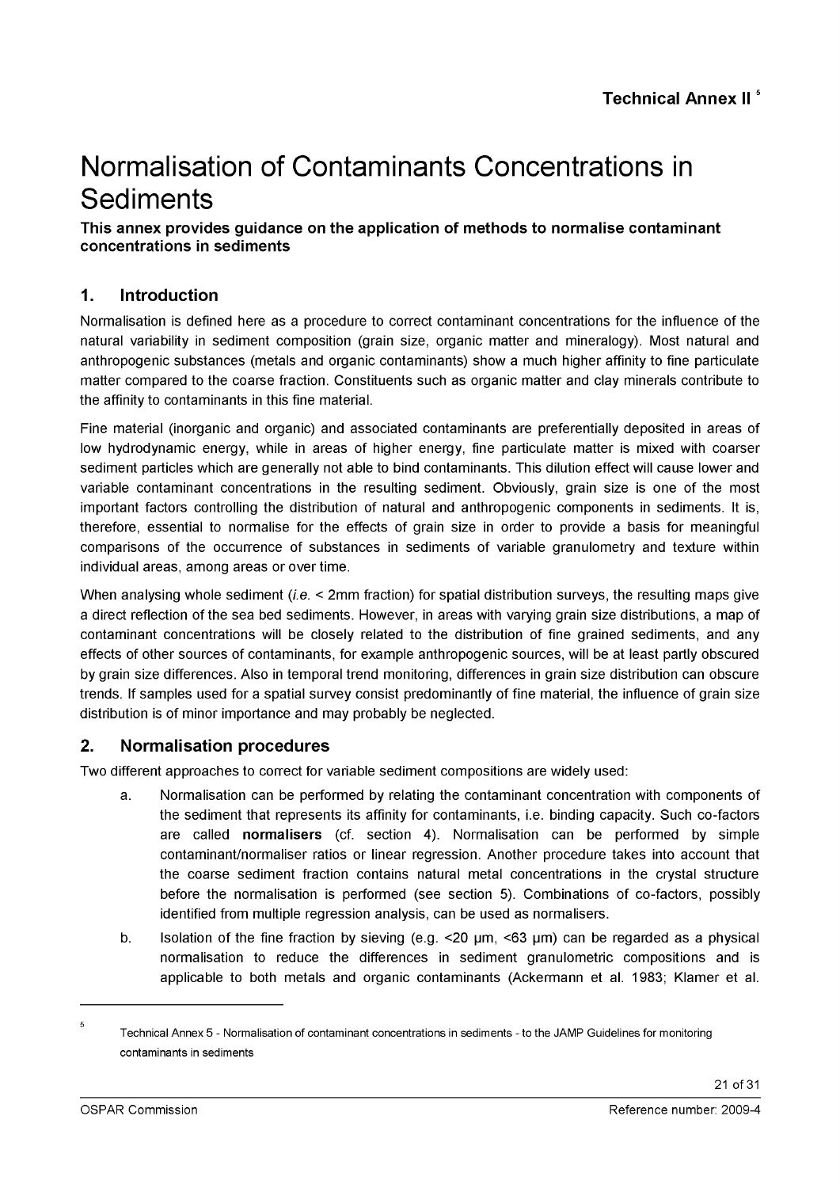**Technical Annex II** [5]

# Normalisation of Contaminants Concentrations in Sediments

**This annex provides guidance on the application of methods to normalise contaminant concentrations in sediments**

## 1. Introduction

Normalisation is defined here as a procedure to correct contaminant concentrations for the influence of the natural variability in sediment composition (grain size, organic matter and mineralogy). Most natural and anthropogenic substances (metals and organic contaminants) show a much higher affinity to fine particulate matter compared to the coarse fraction. Constituents such as organic matter and clay minerals contribute to the affinity to contaminants in this fine material.

Fine material (inorganic and organic) and associated contaminants are preferentially deposited in areas of low hydrodynamic energy, while in areas of higher energy, fine particulate matter is mixed with coarser sediment particles which are generally not able to bind contaminants. This dilution effect will cause lower and variable contaminant concentrations in the resulting sediment. Obviously, grain size is one of the most important factors controlling the distribution of natural and anthropogenic components in sediments. It is, therefore, essential to normalise for the effects of grain size in order to provide a basis for meaningful comparisons of the occurrence of substances in sediments of variable granulometry and texture within individual areas, among areas or over time.

When analysing whole sediment (*i.e.* < 2mm fraction) for spatial distribution surveys, the resulting maps give a direct reflection of the sea bed sediments. However, in areas with varying grain size distributions, a map of contaminant concentrations will be closely related to the distribution of fine grained sediments, and any effects of other sources of contaminants, for example anthropogenic sources, will be at least partly obscured by grain size differences. Also in temporal trend monitoring, differences in grain size distribution can obscure trends. If samples used for a spatial survey consist predominantly of fine material, the influence of grain size distribution is of minor importance and may probably be neglected.

## 2. Normalisation procedures

Two different approaches to correct for variable sediment compositions are widely used:

a. Normalisation can be performed by relating the contaminant concentration with components of the sediment that represents its affinity for contaminants, i.e. binding capacity. Such co-factors are called **normalisers** (cf. section 4). Normalisation can be performed by simple contaminant/normaliser ratios or linear regression. Another procedure takes into account that the coarse sediment fraction contains natural metal concentrations in the crystal structure before the normalisation is performed (see section 5). Combinations of co-factors, possibly identified from multiple regression analysis, can be used as normalisers.

b. Isolation of the fine fraction by sieving (e.g. <20 µm, <63 µm) can be regarded as a physical normalisation to reduce the differences in sediment granulometric compositions and is applicable to both metals and organic contaminants (Ackermann et al. 1983; Klamer et al.

---

[5] Technical Annex 5 - Normalisation of contaminant concentrations in sediments - to the JAMP Guidelines for monitoring contaminants in sediments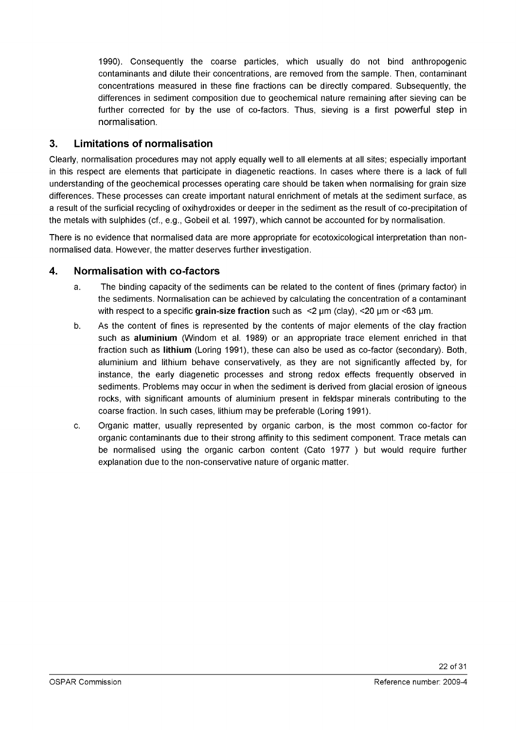1990). Consequently the coarse particles, which usually do not bind anthropogenic contaminants and dilute their concentrations, are removed from the sample. Then, contaminant concentrations measured in these fine fractions can be directly compared. Subsequently, the differences in sediment composition due to geochemical nature remaining after sieving can be further corrected for by the use of co-factors. Thus, sieving is a first powerful step in normalisation.

## 3. Limitations of normalisation

Clearly, normalisation procedures may not apply equally well to all elements at all sites; especially important in this respect are elements that participate in diagenetic reactions. In cases where there is a lack of full understanding of the geochemical processes operating care should be taken when normalising for grain size differences. These processes can create important natural enrichment of metals at the sediment surface, as a result of the surficial recycling of oxihydroxides or deeper in the sediment as the result of co-precipitation of the metals with sulphides (cf., e.g., Gobeil et al. 1997), which cannot be accounted for by normalisation.

There is no evidence that normalised data are more appropriate for ecotoxicological interpretation than non-normalised data. However, the matter deserves further investigation.

## 4. Normalisation with co-factors

a. The binding capacity of the sediments can be related to the content of fines (primary factor) in the sediments. Normalisation can be achieved by calculating the concentration of a contaminant with respect to a specific **grain-size fraction** such as <2 µm (clay), <20 µm or <63 µm.

b. As the content of fines is represented by the contents of major elements of the clay fraction such as **aluminium** (Windom et al. 1989) or an appropriate trace element enriched in that fraction such as **lithium** (Loring 1991), these can also be used as co-factor (secondary). Both, aluminium and lithium behave conservatively, as they are not significantly affected by, for instance, the early diagenetic processes and strong redox effects frequently observed in sediments. Problems may occur in when the sediment is derived from glacial erosion of igneous rocks, with significant amounts of aluminium present in feldspar minerals contributing to the coarse fraction. In such cases, lithium may be preferable (Loring 1991).

c. Organic matter, usually represented by organic carbon, is the most common co-factor for organic contaminants due to their strong affinity to this sediment component. Trace metals can be normalised using the organic carbon content (Cato 1977 ) but would require further explanation due to the non-conservative nature of organic matter.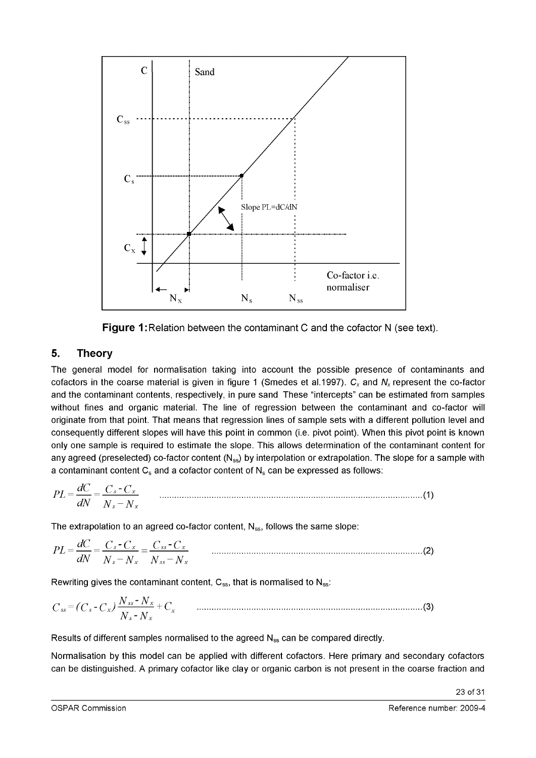**Figure 1:** Relation between the contaminant C and the cofactor N (see text).

## 5. Theory

The general model for normalisation taking into account the possible presence of contaminants and cofactors in the coarse material is given in figure 1 (Smedes et al.1997). $C_x$ and $N_x$ represent the co-factor and the contaminant contents, respectively, in pure sand. These "intercepts" can be estimated from samples without fines and organic material. The line of regression between the contaminant and co-factor will originate from that point. That means that regression lines of sample sets with a different pollution level and consequently different slopes will have this point in common (i.e. pivot point). When this pivot point is known only one sample is required to estimate the slope. This allows determination of the contaminant content for any agreed (preselected) co-factor content ($N_{ss}$) by interpolation or extrapolation. The slope for a sample with a contaminant content $C_s$ and a cofactor content of $N_s$ can be expressed as follows:

$$PL = \frac{dC}{dN} = \frac{C_s - C_x}{N_s - N_x} \qquad (1)$$

The extrapolation to an agreed co-factor content, $N_{ss}$, follows the same slope:

$$PL = \frac{dC}{dN} = \frac{C_s - C_x}{N_s - N_x} = \frac{C_{ss} - C_x}{N_{ss} - N_x} \qquad (2)$$

Rewriting gives the contaminant content, $C_{ss}$, that is normalised to $N_{ss}$:

$$C_{ss} = (C_s - C_x)\frac{N_{ss} - N_x}{N_s - N_x} + C_x \qquad (3)$$

Results of different samples normalised to the agreed $N_{ss}$ can be compared directly.

Normalisation by this model can be applied with different cofactors. Here primary and secondary cofactors can be distinguished. A primary cofactor like clay or organic carbon is not present in the coarse fraction and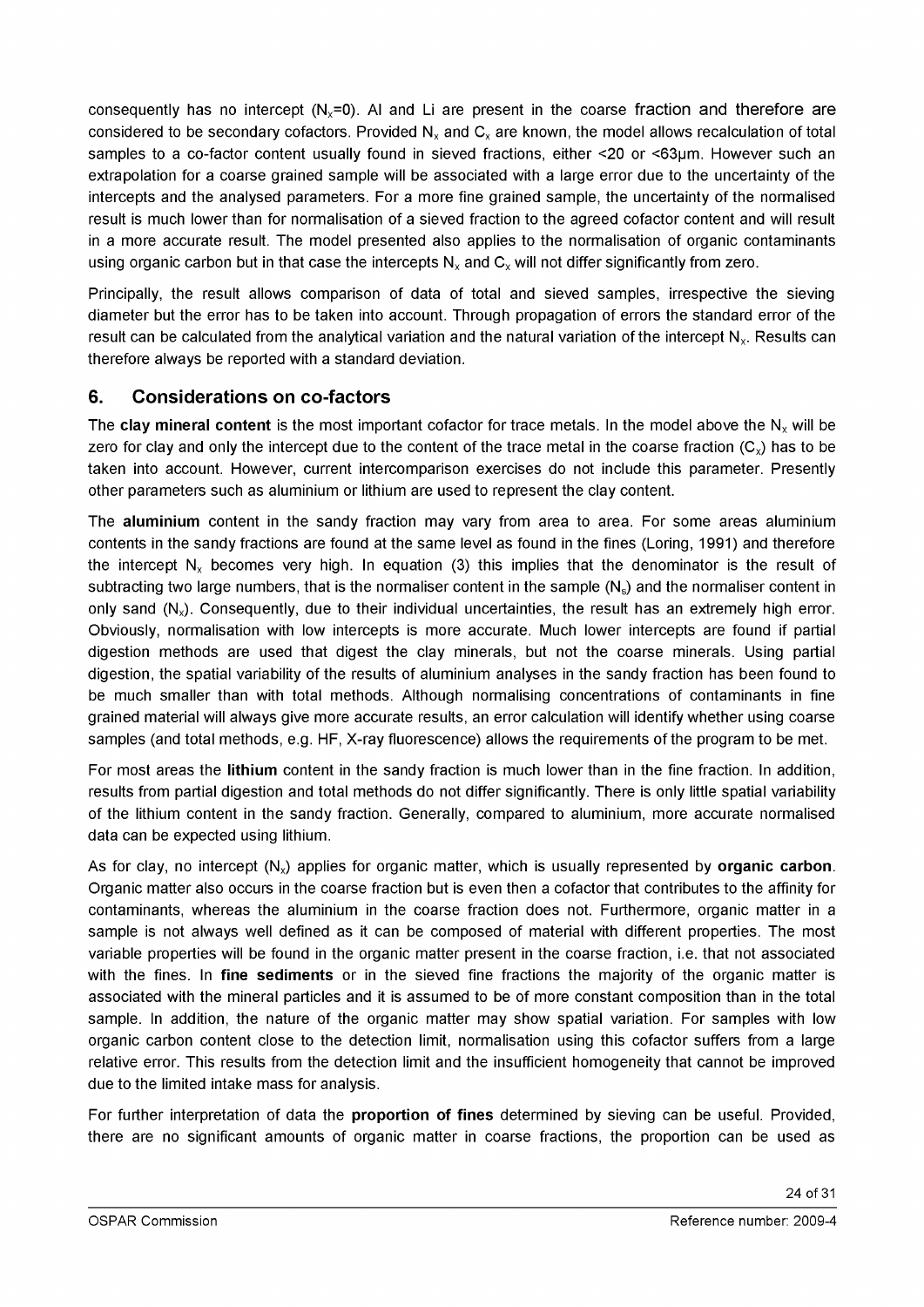consequently has no intercept ($N_x$=0). Al and Li are present in the coarse fraction and therefore are considered to be secondary cofactors. Provided $N_x$ and $C_x$ are known, the model allows recalculation of total samples to a co-factor content usually found in sieved fractions, either <20 or <63µm. However such an extrapolation for a coarse grained sample will be associated with a large error due to the uncertainty of the intercepts and the analysed parameters. For a more fine grained sample, the uncertainty of the normalised result is much lower than for normalisation of a sieved fraction to the agreed cofactor content and will result in a more accurate result. The model presented also applies to the normalisation of organic contaminants using organic carbon but in that case the intercepts $N_x$ and $C_x$ will not differ significantly from zero.

Principally, the result allows comparison of data of total and sieved samples, irrespective the sieving diameter but the error has to be taken into account. Through propagation of errors the standard error of the result can be calculated from the analytical variation and the natural variation of the intercept $N_x$. Results can therefore always be reported with a standard deviation.

## 6. Considerations on co-factors

The **clay mineral content** is the most important cofactor for trace metals. In the model above the $N_x$ will be zero for clay and only the intercept due to the content of the trace metal in the coarse fraction ($C_x$) has to be taken into account. However, current intercomparison exercises do not include this parameter. Presently other parameters such as aluminium or lithium are used to represent the clay content.

The **aluminium** content in the sandy fraction may vary from area to area. For some areas aluminium contents in the sandy fractions are found at the same level as found in the fines (Loring, 1991) and therefore the intercept $N_x$ becomes very high. In equation (3) this implies that the denominator is the result of subtracting two large numbers, that is the normaliser content in the sample ($N_s$) and the normaliser content in only sand ($N_x$). Consequently, due to their individual uncertainties, the result has an extremely high error. Obviously, normalisation with low intercepts is more accurate. Much lower intercepts are found if partial digestion methods are used that digest the clay minerals, but not the coarse minerals. Using partial digestion, the spatial variability of the results of aluminium analyses in the sandy fraction has been found to be much smaller than with total methods. Although normalising concentrations of contaminants in fine grained material will always give more accurate results, an error calculation will identify whether using coarse samples (and total methods, e.g. HF, X-ray fluorescence) allows the requirements of the program to be met.

For most areas the **lithium** content in the sandy fraction is much lower than in the fine fraction. In addition, results from partial digestion and total methods do not differ significantly. There is only little spatial variability of the lithium content in the sandy fraction. Generally, compared to aluminium, more accurate normalised data can be expected using lithium.

As for clay, no intercept ($N_x$) applies for organic matter, which is usually represented by **organic carbon**. Organic matter also occurs in the coarse fraction but is even then a cofactor that contributes to the affinity for contaminants, whereas the aluminium in the coarse fraction does not. Furthermore, organic matter in a sample is not always well defined as it can be composed of material with different properties. The most variable properties will be found in the organic matter present in the coarse fraction, i.e. that not associated with the fines. In **fine sediments** or in the sieved fine fractions the majority of the organic matter is associated with the mineral particles and it is assumed to be of more constant composition than in the total sample. In addition, the nature of the organic matter may show spatial variation. For samples with low organic carbon content close to the detection limit, normalisation using this cofactor suffers from a large relative error. This results from the detection limit and the insufficient homogeneity that cannot be improved due to the limited intake mass for analysis.

For further interpretation of data the **proportion of fines** determined by sieving can be useful. Provided, there are no significant amounts of organic matter in coarse fractions, the proportion can be used as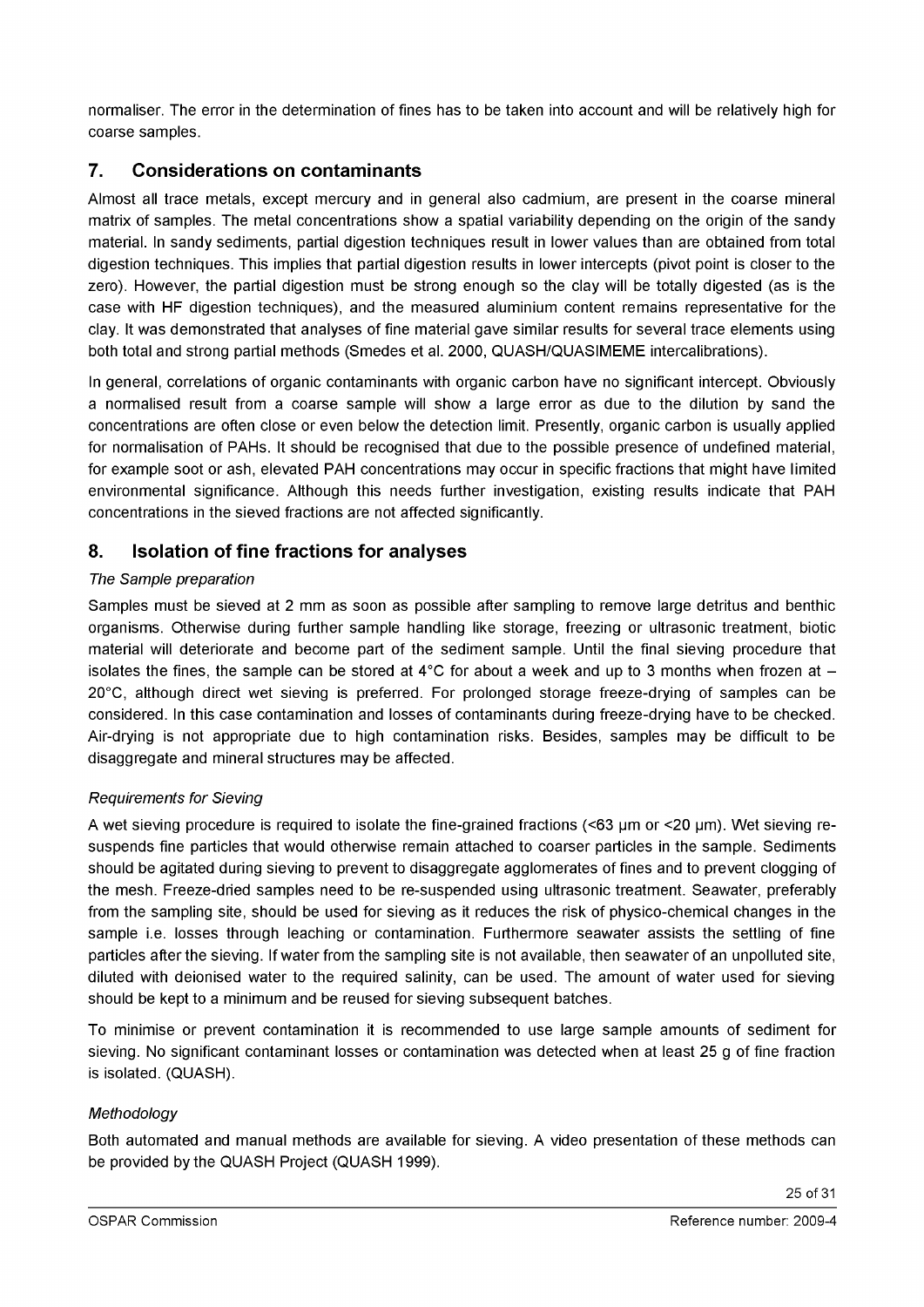normaliser. The error in the determination of fines has to be taken into account and will be relatively high for coarse samples.

## 7. Considerations on contaminants

Almost all trace metals, except mercury and in general also cadmium, are present in the coarse mineral matrix of samples. The metal concentrations show a spatial variability depending on the origin of the sandy material. In sandy sediments, partial digestion techniques result in lower values than are obtained from total digestion techniques. This implies that partial digestion results in lower intercepts (pivot point is closer to the zero). However, the partial digestion must be strong enough so the clay will be totally digested (as is the case with HF digestion techniques), and the measured aluminium content remains representative for the clay. It was demonstrated that analyses of fine material gave similar results for several trace elements using both total and strong partial methods (Smedes et al. 2000, QUASH/QUASIMEME intercalibrations).

In general, correlations of organic contaminants with organic carbon have no significant intercept. Obviously a normalised result from a coarse sample will show a large error as due to the dilution by sand the concentrations are often close or even below the detection limit. Presently, organic carbon is usually applied for normalisation of PAHs. It should be recognised that due to the possible presence of undefined material, for example soot or ash, elevated PAH concentrations may occur in specific fractions that might have limited environmental significance. Although this needs further investigation, existing results indicate that PAH concentrations in the sieved fractions are not affected significantly.

## 8. Isolation of fine fractions for analyses

*The Sample preparation*

Samples must be sieved at 2 mm as soon as possible after sampling to remove large detritus and benthic organisms. Otherwise during further sample handling like storage, freezing or ultrasonic treatment, biotic material will deteriorate and become part of the sediment sample. Until the final sieving procedure that isolates the fines, the sample can be stored at 4°C for about a week and up to 3 months when frozen at –20°C, although direct wet sieving is preferred. For prolonged storage freeze-drying of samples can be considered. In this case contamination and losses of contaminants during freeze-drying have to be checked. Air-drying is not appropriate due to high contamination risks. Besides, samples may be difficult to be disaggregate and mineral structures may be affected.

*Requirements for Sieving*

A wet sieving procedure is required to isolate the fine-grained fractions (<63 µm or <20 µm). Wet sieving re-suspends fine particles that would otherwise remain attached to coarser particles in the sample. Sediments should be agitated during sieving to prevent to disaggregate agglomerates of fines and to prevent clogging of the mesh. Freeze-dried samples need to be re-suspended using ultrasonic treatment. Seawater, preferably from the sampling site, should be used for sieving as it reduces the risk of physico-chemical changes in the sample i.e. losses through leaching or contamination. Furthermore seawater assists the settling of fine particles after the sieving. If water from the sampling site is not available, then seawater of an unpolluted site, diluted with deionised water to the required salinity, can be used. The amount of water used for sieving should be kept to a minimum and be reused for sieving subsequent batches.

To minimise or prevent contamination it is recommended to use large sample amounts of sediment for sieving. No significant contaminant losses or contamination was detected when at least 25 g of fine fraction is isolated. (QUASH).

*Methodology*

Both automated and manual methods are available for sieving. A video presentation of these methods can be provided by the QUASH Project (QUASH 1999).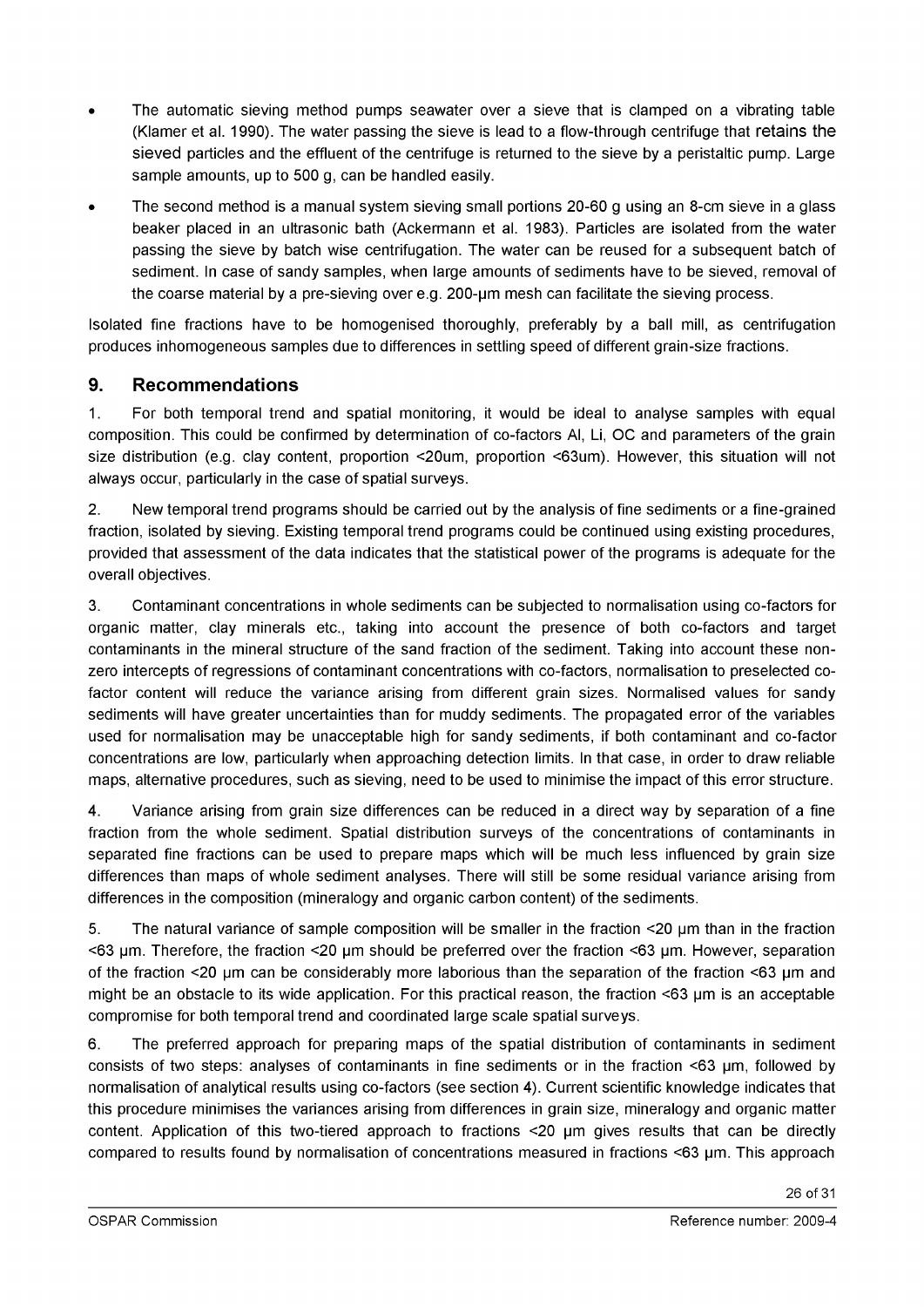- The automatic sieving method pumps seawater over a sieve that is clamped on a vibrating table (Klamer et al. 1990). The water passing the sieve is lead to a flow-through centrifuge that retains the sieved particles and the effluent of the centrifuge is returned to the sieve by a peristaltic pump. Large sample amounts, up to 500 g, can be handled easily.
- The second method is a manual system sieving small portions 20-60 g using an 8-cm sieve in a glass beaker placed in an ultrasonic bath (Ackermann et al. 1983). Particles are isolated from the water passing the sieve by batch wise centrifugation. The water can be reused for a subsequent batch of sediment. In case of sandy samples, when large amounts of sediments have to be sieved, removal of the coarse material by a pre-sieving over e.g. 200-µm mesh can facilitate the sieving process.

Isolated fine fractions have to be homogenised thoroughly, preferably by a ball mill, as centrifugation produces inhomogeneous samples due to differences in settling speed of different grain-size fractions.

## 9. Recommendations

1. For both temporal trend and spatial monitoring, it would be ideal to analyse samples with equal composition. This could be confirmed by determination of co-factors Al, Li, OC and parameters of the grain size distribution (e.g. clay content, proportion <20um, proportion <63um). However, this situation will not always occur, particularly in the case of spatial surveys.

2. New temporal trend programs should be carried out by the analysis of fine sediments or a fine-grained fraction, isolated by sieving. Existing temporal trend programs could be continued using existing procedures, provided that assessment of the data indicates that the statistical power of the programs is adequate for the overall objectives.

3. Contaminant concentrations in whole sediments can be subjected to normalisation using co-factors for organic matter, clay minerals etc., taking into account the presence of both co-factors and target contaminants in the mineral structure of the sand fraction of the sediment. Taking into account these non-zero intercepts of regressions of contaminant concentrations with co-factors, normalisation to preselected co-factor content will reduce the variance arising from different grain sizes. Normalised values for sandy sediments will have greater uncertainties than for muddy sediments. The propagated error of the variables used for normalisation may be unacceptable high for sandy sediments, if both contaminant and co-factor concentrations are low, particularly when approaching detection limits. In that case, in order to draw reliable maps, alternative procedures, such as sieving, need to be used to minimise the impact of this error structure.

4. Variance arising from grain size differences can be reduced in a direct way by separation of a fine fraction from the whole sediment. Spatial distribution surveys of the concentrations of contaminants in separated fine fractions can be used to prepare maps which will be much less influenced by grain size differences than maps of whole sediment analyses. There will still be some residual variance arising from differences in the composition (mineralogy and organic carbon content) of the sediments.

5. The natural variance of sample composition will be smaller in the fraction <20 µm than in the fraction <63 µm. Therefore, the fraction <20 µm should be preferred over the fraction <63 µm. However, separation of the fraction <20 µm can be considerably more laborious than the separation of the fraction <63 µm and might be an obstacle to its wide application. For this practical reason, the fraction <63 µm is an acceptable compromise for both temporal trend and coordinated large scale spatial surveys.

6. The preferred approach for preparing maps of the spatial distribution of contaminants in sediment consists of two steps: analyses of contaminants in fine sediments or in the fraction <63 µm, followed by normalisation of analytical results using co-factors (see section 4). Current scientific knowledge indicates that this procedure minimises the variances arising from differences in grain size, mineralogy and organic matter content. Application of this two-tiered approach to fractions <20 µm gives results that can be directly compared to results found by normalisation of concentrations measured in fractions <63 µm. This approach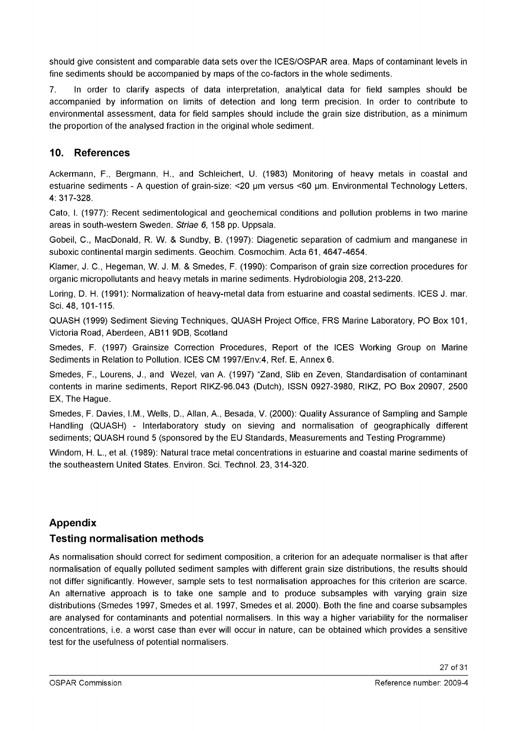should give consistent and comparable data sets over the ICES/OSPAR area. Maps of contaminant levels in fine sediments should be accompanied by maps of the co-factors in the whole sediments.

7. In order to clarify aspects of data interpretation, analytical data for field samples should be accompanied by information on limits of detection and long term precision. In order to contribute to environmental assessment, data for field samples should include the grain size distribution, as a minimum the proportion of the analysed fraction in the original whole sediment.

## 10. References

Ackermann, F., Bergmann, H., and Schleichert, U. (1983) Monitoring of heavy metals in coastal and estuarine sediments - A question of grain-size: <20 µm versus <60 µm. Environmental Technology Letters, 4: 317-328.

Cato, I. (1977): Recent sedimentological and geochemical conditions and pollution problems in two marine areas in south-western Sweden. *Striae 6*, 158 pp. Uppsala.

Gobeil, C., MacDonald, R. W. & Sundby, B. (1997): Diagenetic separation of cadmium and manganese in suboxic continental margin sediments. Geochim. Cosmochim. Acta 61, 4647-4654.

Klamer, J. C., Hegeman, W. J. M. & Smedes, F. (1990): Comparison of grain size correction procedures for organic micropollutants and heavy metals in marine sediments. Hydrobiologia 208, 213-220.

Loring, D. H. (1991): Normalization of heavy-metal data from estuarine and coastal sediments. ICES J. mar. Sci. 48, 101-115.

QUASH (1999) Sediment Sieving Techniques, QUASH Project Office, FRS Marine Laboratory, PO Box 101, Victoria Road, Aberdeen, AB11 9DB, Scotland

Smedes, F. (1997) Grainsize Correction Procedures, Report of the ICES Working Group on Marine Sediments in Relation to Pollution. ICES CM 1997/Env:4, Ref. E, Annex 6.

Smedes, F., Lourens, J., and Wezel, van A. (1997) "Zand, Slib en Zeven, Standardisation of contaminant contents in marine sediments, Report RIKZ-96.043 (Dutch), ISSN 0927-3980, RIKZ, PO Box 20907, 2500 EX, The Hague.

Smedes, F. Davies, I.M., Wells, D., Allan, A., Besada, V. (2000): Quality Assurance of Sampling and Sample Handling (QUASH) - Interlaboratory study on sieving and normalisation of geographically different sediments; QUASH round 5 (sponsored by the EU Standards, Measurements and Testing Programme)

Windom, H. L., et al. (1989): Natural trace metal concentrations in estuarine and coastal marine sediments of the southeastern United States. Environ. Sci. Technol. 23, 314-320.

## Appendix

## Testing normalisation methods

As normalisation should correct for sediment composition, a criterion for an adequate normaliser is that after normalisation of equally polluted sediment samples with different grain size distributions, the results should not differ significantly. However, sample sets to test normalisation approaches for this criterion are scarce. An alternative approach is to take one sample and to produce subsamples with varying grain size distributions (Smedes 1997, Smedes et al. 1997, Smedes et al. 2000). Both the fine and coarse subsamples are analysed for contaminants and potential normalisers. In this way a higher variability for the normaliser concentrations, i.e. a worst case than ever will occur in nature, can be obtained which provides a sensitive test for the usefulness of potential normalisers.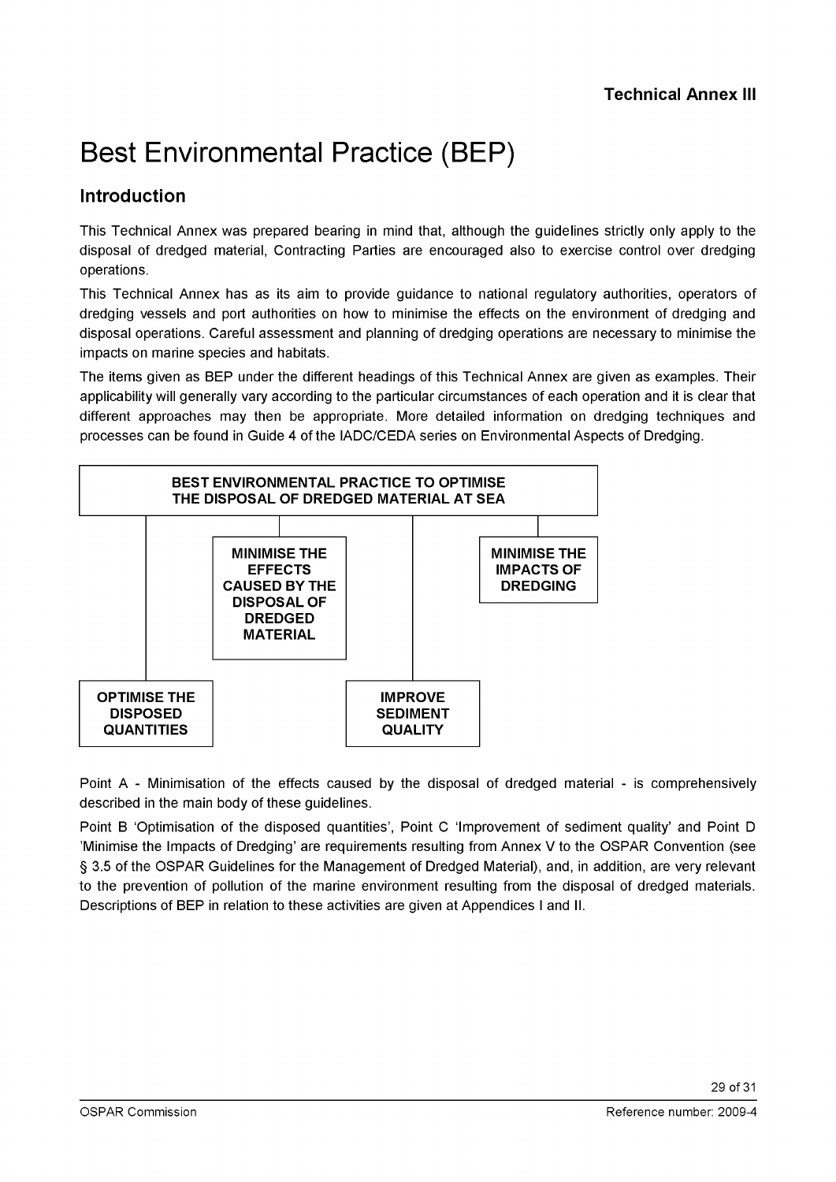**Technical Annex III**

# Best Environmental Practice (BEP)

## Introduction

This Technical Annex was prepared bearing in mind that, although the guidelines strictly only apply to the disposal of dredged material, Contracting Parties are encouraged also to exercise control over dredging operations.

This Technical Annex has as its aim to provide guidance to national regulatory authorities, operators of dredging vessels and port authorities on how to minimise the effects on the environment of dredging and disposal operations. Careful assessment and planning of dredging operations are necessary to minimise the impacts on marine species and habitats.

The items given as BEP under the different headings of this Technical Annex are given as examples. Their applicability will generally vary according to the particular circumstances of each operation and it is clear that different approaches may then be appropriate. More detailed information on dredging techniques and processes can be found in Guide 4 of the IADC/CEDA series on Environmental Aspects of Dredging.

**BEST ENVIRONMENTAL PRACTICE TO OPTIMISE THE DISPOSAL OF DREDGED MATERIAL AT SEA**

- **OPTIMISE THE DISPOSED QUANTITIES**
- **MINIMISE THE EFFECTS CAUSED BY THE DISPOSAL OF DREDGED MATERIAL**
- **IMPROVE SEDIMENT QUALITY**
- **MINIMISE THE IMPACTS OF DREDGING**

Point A - Minimisation of the effects caused by the disposal of dredged material - is comprehensively described in the main body of these guidelines.

Point B 'Optimisation of the disposed quantities', Point C 'Improvement of sediment quality' and Point D 'Minimise the Impacts of Dredging' are requirements resulting from Annex V to the OSPAR Convention (see § 3.5 of the OSPAR Guidelines for the Management of Dredged Material), and, in addition, are very relevant to the prevention of pollution of the marine environment resulting from the disposal of dredged materials. Descriptions of BEP in relation to these activities are given at Appendices I and II.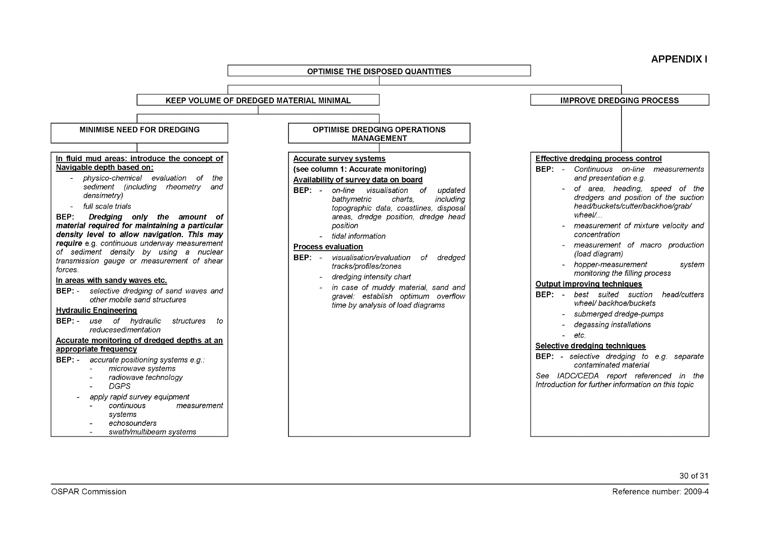# APPENDIX I

## OPTIMISE THE DISPOSED QUANTITIES

### KEEP VOLUME OF DREDGED MATERIAL MINIMAL

#### MINIMISE NEED FOR DREDGING

**In fluid mud areas: introduce the concept of Navigable depth based on:**

- *physico-chemical evaluation of the sediment (including rheometry and densimetry)*
- *full scale trials*

**BEP:** ***Dredging only the amount of material required for maintaining a particular density level to allow navigation. This may require*** *e.g. continuous underway measurement of sediment density by using a nuclear transmission gauge or measurement of shear forces.*

**In areas with sandy waves etc.**

**BEP:** - *selective dredging of sand waves and other mobile sand structures*

**Hydraulic Engineering**

**BEP:** - *use of hydraulic structures to reducesedimentation*

**Accurate monitoring of dredged depths at an appropriate frequency**

**BEP:** - *accurate positioning systems e.g.:*
  - *microwave systems*
  - *radiowave technology*
  - *DGPS*
- *apply rapid survey equipment*
  - *continuous measurement systems*
  - *echosounders*
  - *swath/multibeam systems*

#### OPTIMISE DREDGING OPERATIONS MANAGEMENT

**Accurate survey systems**

**(see column 1: Accurate monitoring)**

**Availability of survey data on board**

**BEP:** - *on-line visualisation of updated bathymetric charts, including topographic data, coastlines, disposal areas, dredge position, dredge head position*
- *tidal information*

**Process evaluation**

**BEP:** - *visualisation/evaluation of dredged tracks/profiles/zones*
- *dredging intensity chart*
- *in case of muddy material, sand and gravel: establish optimum overflow time by analysis of load diagrams*

### IMPROVE DREDGING PROCESS

**Effective dredging process control**

**BEP:** - *Continuous on-line measurements and presentation e.g.*
  - *of area, heading, speed of the dredgers and position of the suction head/buckets/cutter/backhoe/grab/ wheel/...*
  - *measurement of mixture velocity and concentration*
  - *measurement of macro production (load diagram)*
  - *hopper-measurement system monitoring the filling process*

**Output improving techniques**

**BEP:** - *best suited suction head/cutters wheel/ backhoe/buckets*
- *submerged dredge-pumps*
- *degassing installations*
- *etc.*

**Selective dredging techniques**

**BEP:** - *selective dredging to e.g. separate contaminated material*

*See IADC/CEDA report referenced in the Introduction for further information on this topic*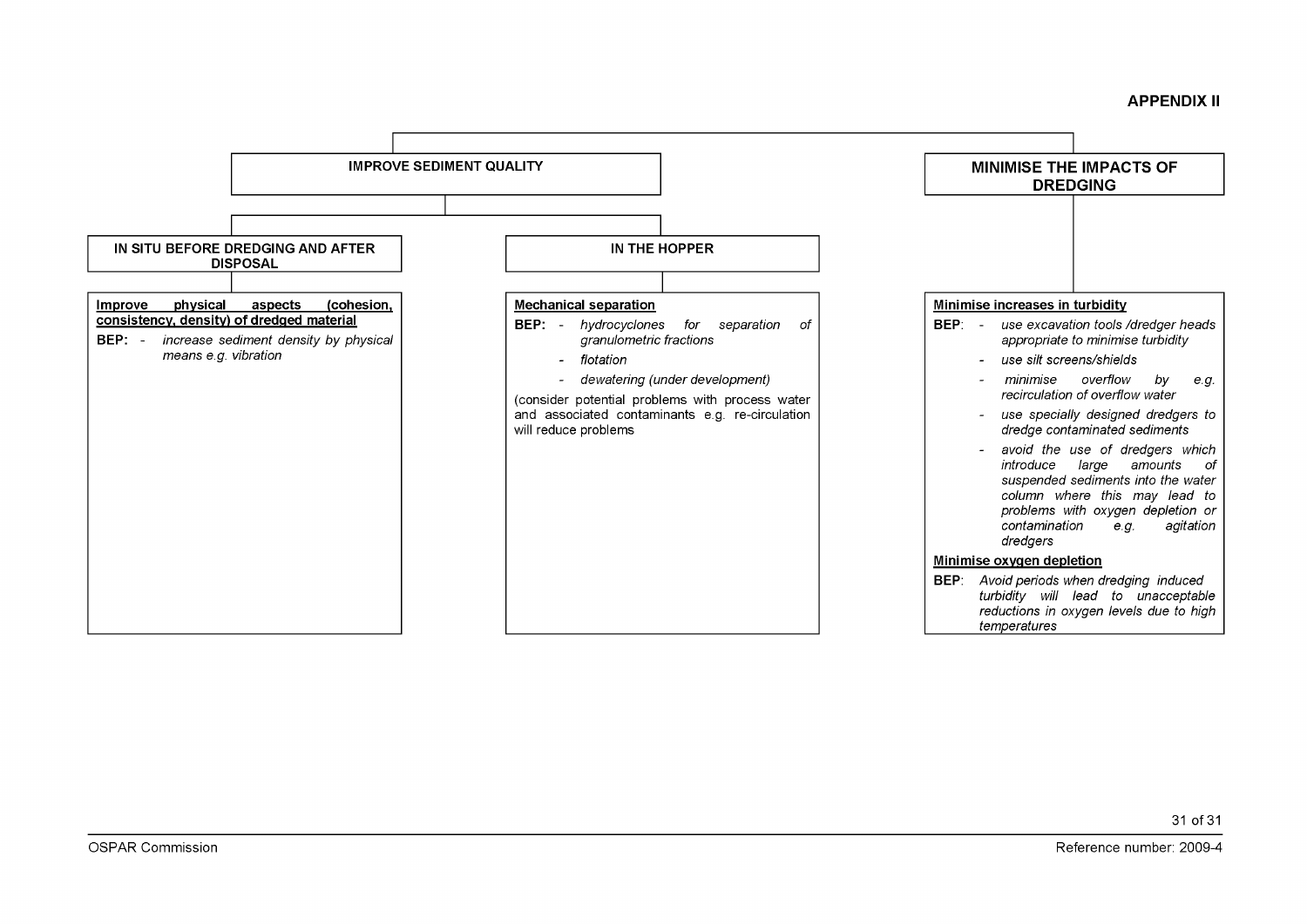**APPENDIX II**

**IMPROVE SEDIMENT QUALITY**

**IN SITU BEFORE DREDGING AND AFTER DISPOSAL**

**Improve physical aspects (cohesion, consistency, density) of dredged material**

**BEP:** - *increase sediment density by physical means e.g. vibration*

**IN THE HOPPER**

**Mechanical separation**

**BEP:** - *hydrocyclones for separation of granulometric fractions*

- *flotation*
- *dewatering (under development)*

(consider potential problems with process water and associated contaminants e.g. re-circulation will reduce problems

**MINIMISE THE IMPACTS OF DREDGING**

**Minimise increases in turbidity**

**BEP**: - *use excavation tools /dredger heads appropriate to minimise turbidity*

- *use silt screens/shields*
- *minimise overflow by e.g. recirculation of overflow water*
- *use specially designed dredgers to dredge contaminated sediments*
- *avoid the use of dredgers which introduce large amounts of suspended sediments into the water column where this may lead to problems with oxygen depletion or contamination e.g. agitation dredgers*

**Minimise oxygen depletion**

**BEP**: *Avoid periods when dredging induced turbidity will lead to unacceptable reductions in oxygen levels due to high temperatures*